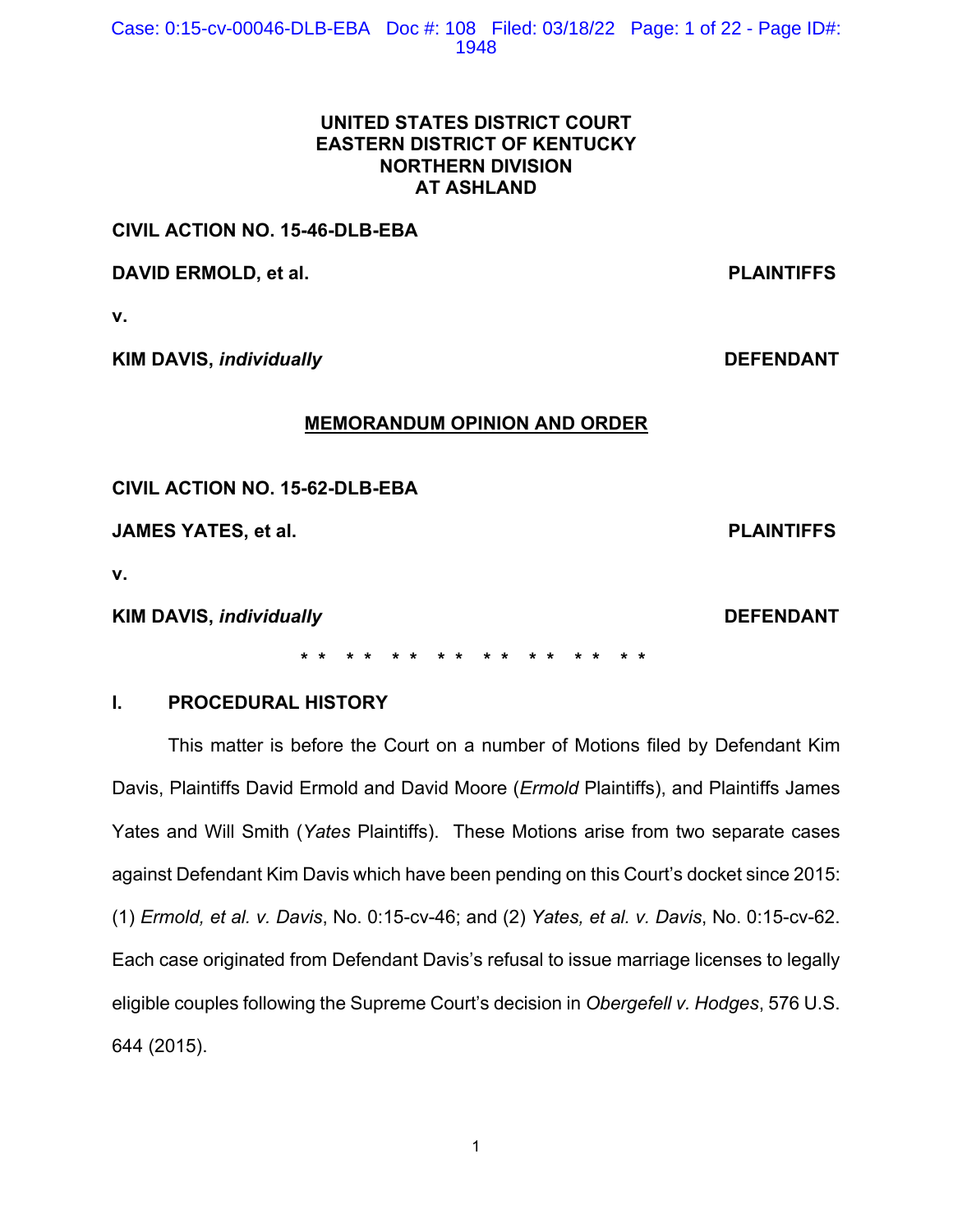**UNITED STATES DISTRICT COURT**
**EASTERN DISTRICT OF KENTUCKY**
**NORTHERN DIVISION**
**AT ASHLAND**

**CIVIL ACTION NO. 15-46-DLB-EBA**

**DAVID ERMOLD, et al.** **PLAINTIFFS**

**v.**

**KIM DAVIS, *individually*** **DEFENDANT**

**MEMORANDUM OPINION AND ORDER**

**CIVIL ACTION NO. 15-62-DLB-EBA**

**JAMES YATES, et al.** **PLAINTIFFS**

**v.**

**KIM DAVIS, *individually*** **DEFENDANT**

\* \* \* \* \* \* \* \* \* \* \* \* \* \* \* \*

## I. PROCEDURAL HISTORY

This matter is before the Court on a number of Motions filed by Defendant Kim Davis, Plaintiffs David Ermold and David Moore (*Ermold* Plaintiffs), and Plaintiffs James Yates and Will Smith (*Yates* Plaintiffs). These Motions arise from two separate cases against Defendant Kim Davis which have been pending on this Court's docket since 2015: (1) *Ermold, et al. v. Davis*, No. 0:15-cv-46; and (2) *Yates, et al. v. Davis*, No. 0:15-cv-62. Each case originated from Defendant Davis's refusal to issue marriage licenses to legally eligible couples following the Supreme Court's decision in *Obergefell v. Hodges*, 576 U.S. 644 (2015).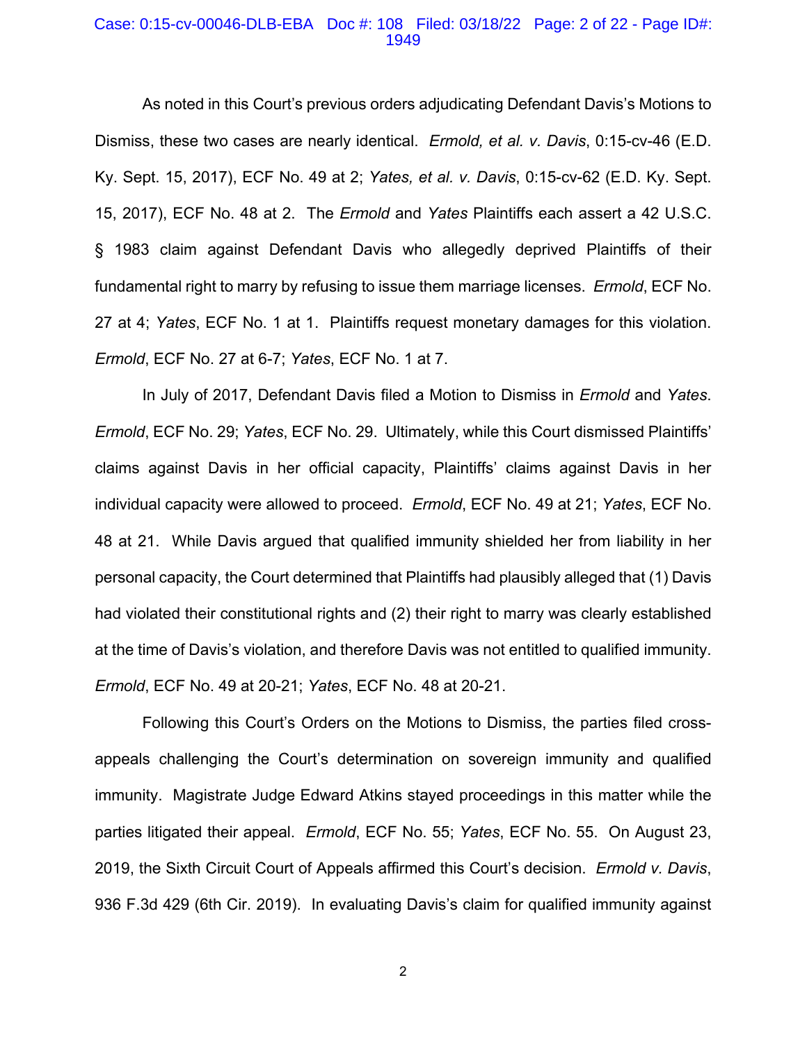As noted in this Court's previous orders adjudicating Defendant Davis's Motions to Dismiss, these two cases are nearly identical. *Ermold, et al. v. Davis*, 0:15-cv-46 (E.D. Ky. Sept. 15, 2017), ECF No. 49 at 2; *Yates, et al. v. Davis*, 0:15-cv-62 (E.D. Ky. Sept. 15, 2017), ECF No. 48 at 2. The *Ermold* and *Yates* Plaintiffs each assert a 42 U.S.C. § 1983 claim against Defendant Davis who allegedly deprived Plaintiffs of their fundamental right to marry by refusing to issue them marriage licenses. *Ermold*, ECF No. 27 at 4; *Yates*, ECF No. 1 at 1. Plaintiffs request monetary damages for this violation. *Ermold*, ECF No. 27 at 6-7; *Yates*, ECF No. 1 at 7.

In July of 2017, Defendant Davis filed a Motion to Dismiss in *Ermold* and *Yates*. *Ermold*, ECF No. 29; *Yates*, ECF No. 29. Ultimately, while this Court dismissed Plaintiffs' claims against Davis in her official capacity, Plaintiffs' claims against Davis in her individual capacity were allowed to proceed. *Ermold*, ECF No. 49 at 21; *Yates*, ECF No. 48 at 21. While Davis argued that qualified immunity shielded her from liability in her personal capacity, the Court determined that Plaintiffs had plausibly alleged that (1) Davis had violated their constitutional rights and (2) their right to marry was clearly established at the time of Davis's violation, and therefore Davis was not entitled to qualified immunity. *Ermold*, ECF No. 49 at 20-21; *Yates*, ECF No. 48 at 20-21.

Following this Court's Orders on the Motions to Dismiss, the parties filed cross-appeals challenging the Court's determination on sovereign immunity and qualified immunity. Magistrate Judge Edward Atkins stayed proceedings in this matter while the parties litigated their appeal. *Ermold*, ECF No. 55; *Yates*, ECF No. 55. On August 23, 2019, the Sixth Circuit Court of Appeals affirmed this Court's decision. *Ermold v. Davis*, 936 F.3d 429 (6th Cir. 2019). In evaluating Davis's claim for qualified immunity against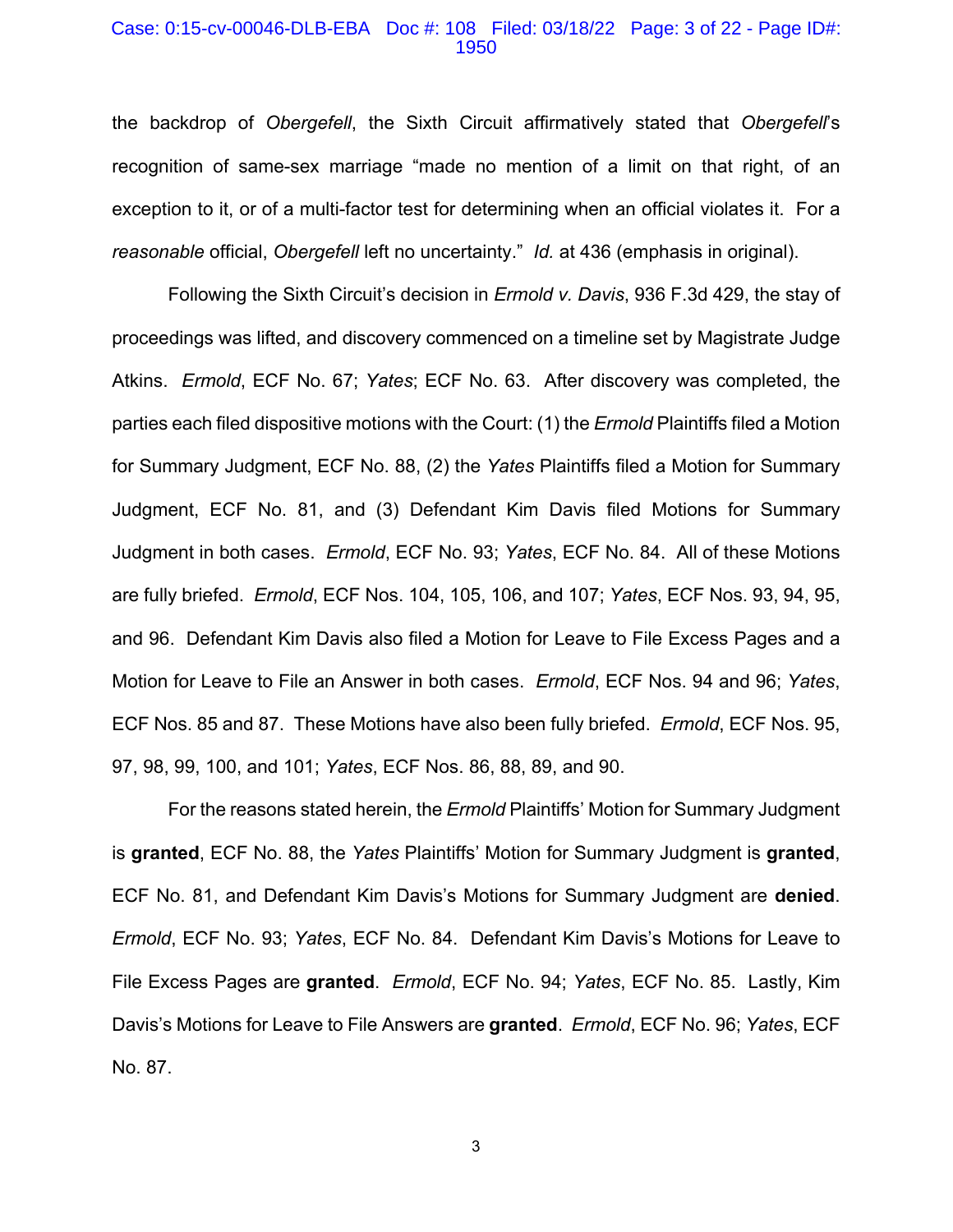the backdrop of *Obergefell*, the Sixth Circuit affirmatively stated that *Obergefell*'s recognition of same-sex marriage "made no mention of a limit on that right, of an exception to it, or of a multi-factor test for determining when an official violates it. For a *reasonable* official, *Obergefell* left no uncertainty." *Id.* at 436 (emphasis in original).

Following the Sixth Circuit's decision in *Ermold v. Davis*, 936 F.3d 429, the stay of proceedings was lifted, and discovery commenced on a timeline set by Magistrate Judge Atkins. *Ermold*, ECF No. 67; *Yates*; ECF No. 63. After discovery was completed, the parties each filed dispositive motions with the Court: (1) the *Ermold* Plaintiffs filed a Motion for Summary Judgment, ECF No. 88, (2) the *Yates* Plaintiffs filed a Motion for Summary Judgment, ECF No. 81, and (3) Defendant Kim Davis filed Motions for Summary Judgment in both cases. *Ermold*, ECF No. 93; *Yates*, ECF No. 84. All of these Motions are fully briefed. *Ermold*, ECF Nos. 104, 105, 106, and 107; *Yates*, ECF Nos. 93, 94, 95, and 96. Defendant Kim Davis also filed a Motion for Leave to File Excess Pages and a Motion for Leave to File an Answer in both cases. *Ermold*, ECF Nos. 94 and 96; *Yates*, ECF Nos. 85 and 87. These Motions have also been fully briefed. *Ermold*, ECF Nos. 95, 97, 98, 99, 100, and 101; *Yates*, ECF Nos. 86, 88, 89, and 90.

For the reasons stated herein, the *Ermold* Plaintiffs' Motion for Summary Judgment is **granted**, ECF No. 88, the *Yates* Plaintiffs' Motion for Summary Judgment is **granted**, ECF No. 81, and Defendant Kim Davis's Motions for Summary Judgment are **denied**. *Ermold*, ECF No. 93; *Yates*, ECF No. 84. Defendant Kim Davis's Motions for Leave to File Excess Pages are **granted**. *Ermold*, ECF No. 94; *Yates*, ECF No. 85. Lastly, Kim Davis's Motions for Leave to File Answers are **granted**. *Ermold*, ECF No. 96; *Yates*, ECF No. 87.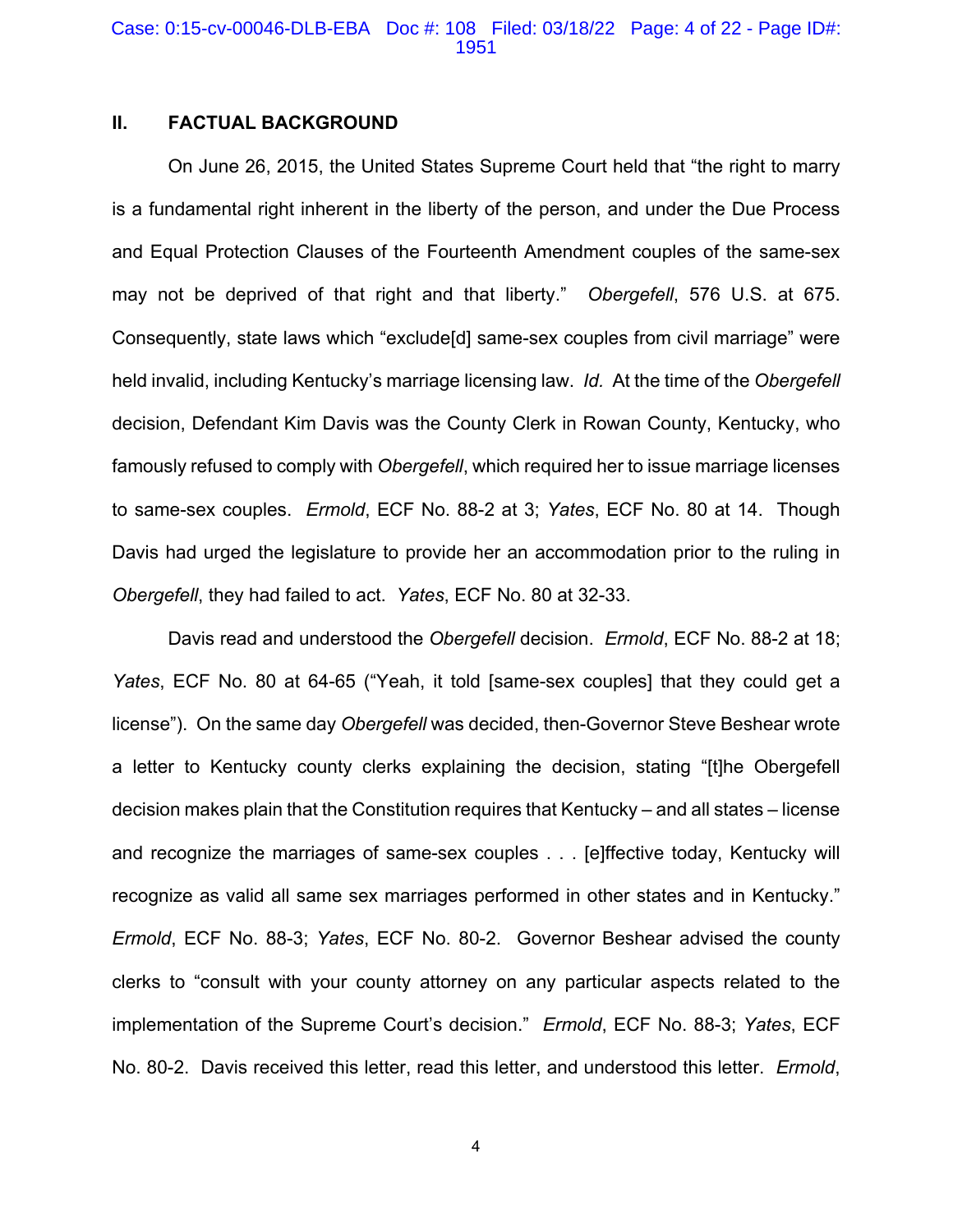## II. FACTUAL BACKGROUND

On June 26, 2015, the United States Supreme Court held that "the right to marry is a fundamental right inherent in the liberty of the person, and under the Due Process and Equal Protection Clauses of the Fourteenth Amendment couples of the same-sex may not be deprived of that right and that liberty." *Obergefell*, 576 U.S. at 675. Consequently, state laws which "exclude[d] same-sex couples from civil marriage" were held invalid, including Kentucky's marriage licensing law. *Id.* At the time of the *Obergefell* decision, Defendant Kim Davis was the County Clerk in Rowan County, Kentucky, who famously refused to comply with *Obergefell*, which required her to issue marriage licenses to same-sex couples. *Ermold*, ECF No. 88-2 at 3; *Yates*, ECF No. 80 at 14. Though Davis had urged the legislature to provide her an accommodation prior to the ruling in *Obergefell*, they had failed to act. *Yates*, ECF No. 80 at 32-33.

Davis read and understood the *Obergefell* decision. *Ermold*, ECF No. 88-2 at 18; *Yates*, ECF No. 80 at 64-65 ("Yeah, it told [same-sex couples] that they could get a license"). On the same day *Obergefell* was decided, then-Governor Steve Beshear wrote a letter to Kentucky county clerks explaining the decision, stating "[t]he Obergefell decision makes plain that the Constitution requires that Kentucky – and all states – license and recognize the marriages of same-sex couples . . . [e]ffective today, Kentucky will recognize as valid all same sex marriages performed in other states and in Kentucky." *Ermold*, ECF No. 88-3; *Yates*, ECF No. 80-2. Governor Beshear advised the county clerks to "consult with your county attorney on any particular aspects related to the implementation of the Supreme Court's decision." *Ermold*, ECF No. 88-3; *Yates*, ECF No. 80-2. Davis received this letter, read this letter, and understood this letter. *Ermold*,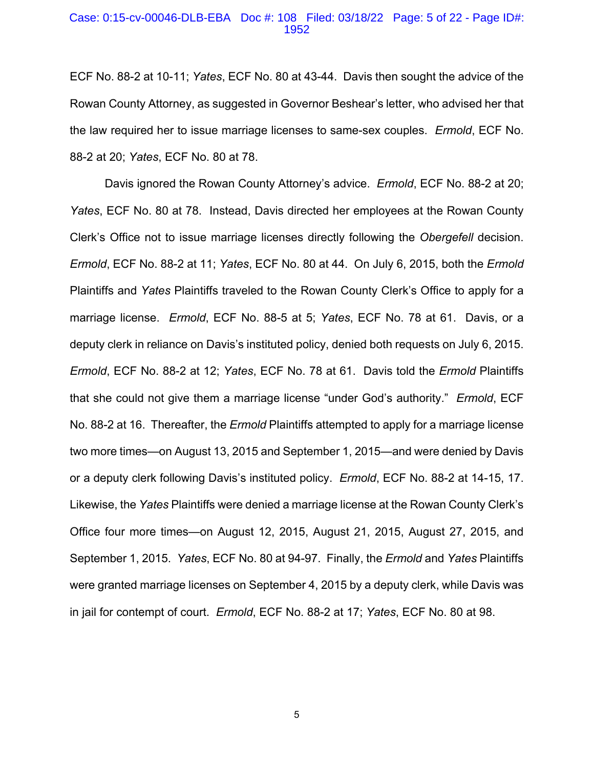ECF No. 88-2 at 10-11; *Yates*, ECF No. 80 at 43-44. Davis then sought the advice of the Rowan County Attorney, as suggested in Governor Beshear's letter, who advised her that the law required her to issue marriage licenses to same-sex couples. *Ermold*, ECF No. 88-2 at 20; *Yates*, ECF No. 80 at 78.

Davis ignored the Rowan County Attorney's advice. *Ermold*, ECF No. 88-2 at 20; *Yates*, ECF No. 80 at 78. Instead, Davis directed her employees at the Rowan County Clerk's Office not to issue marriage licenses directly following the *Obergefell* decision. *Ermold*, ECF No. 88-2 at 11; *Yates*, ECF No. 80 at 44. On July 6, 2015, both the *Ermold* Plaintiffs and *Yates* Plaintiffs traveled to the Rowan County Clerk's Office to apply for a marriage license. *Ermold*, ECF No. 88-5 at 5; *Yates*, ECF No. 78 at 61. Davis, or a deputy clerk in reliance on Davis's instituted policy, denied both requests on July 6, 2015. *Ermold*, ECF No. 88-2 at 12; *Yates*, ECF No. 78 at 61. Davis told the *Ermold* Plaintiffs that she could not give them a marriage license "under God's authority." *Ermold*, ECF No. 88-2 at 16. Thereafter, the *Ermold* Plaintiffs attempted to apply for a marriage license two more times—on August 13, 2015 and September 1, 2015—and were denied by Davis or a deputy clerk following Davis's instituted policy. *Ermold*, ECF No. 88-2 at 14-15, 17. Likewise, the *Yates* Plaintiffs were denied a marriage license at the Rowan County Clerk's Office four more times—on August 12, 2015, August 21, 2015, August 27, 2015, and September 1, 2015. *Yates*, ECF No. 80 at 94-97. Finally, the *Ermold* and *Yates* Plaintiffs were granted marriage licenses on September 4, 2015 by a deputy clerk, while Davis was in jail for contempt of court. *Ermold*, ECF No. 88-2 at 17; *Yates*, ECF No. 80 at 98.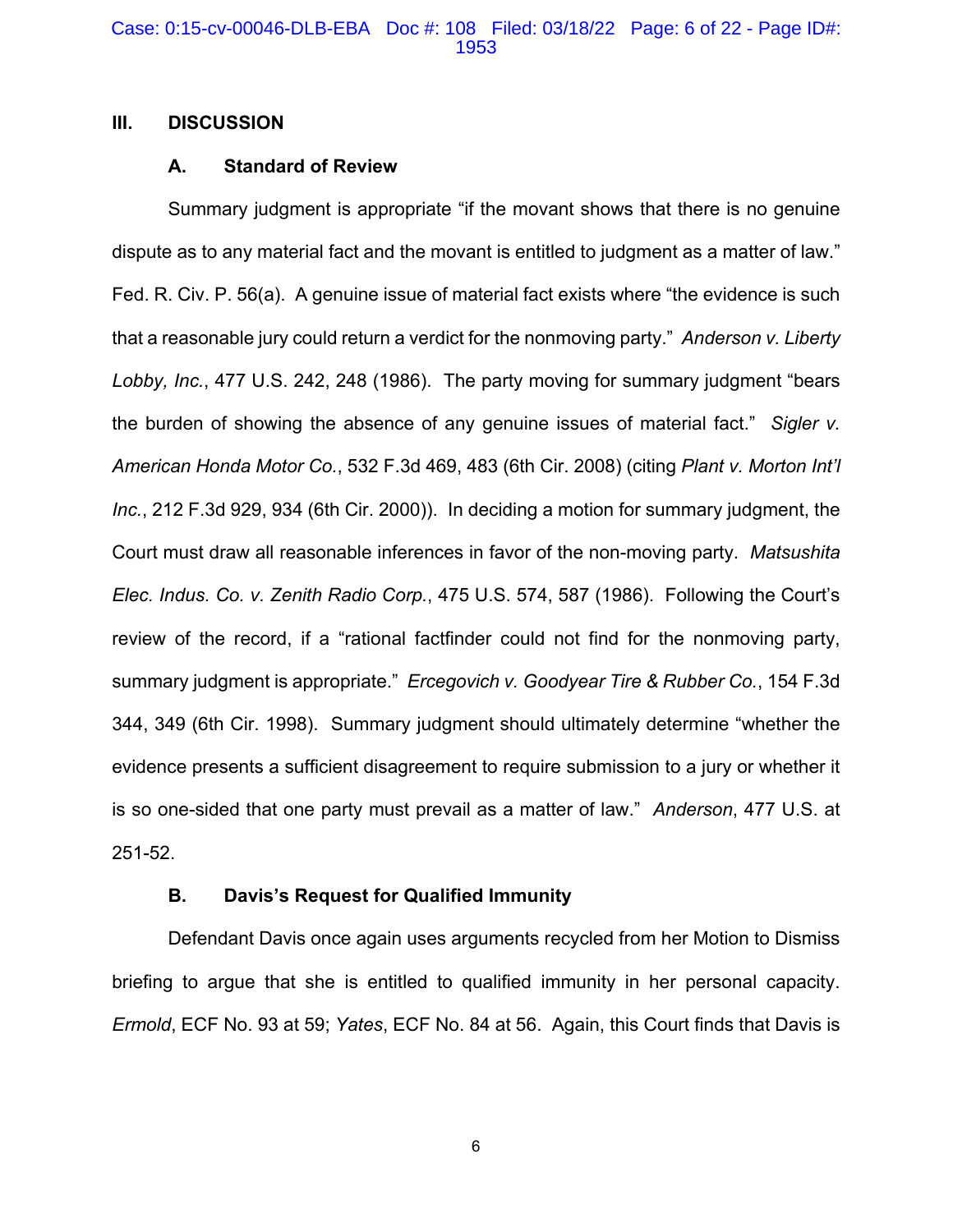## III. DISCUSSION

### A. Standard of Review

Summary judgment is appropriate "if the movant shows that there is no genuine dispute as to any material fact and the movant is entitled to judgment as a matter of law." Fed. R. Civ. P. 56(a). A genuine issue of material fact exists where "the evidence is such that a reasonable jury could return a verdict for the nonmoving party." *Anderson v. Liberty Lobby, Inc.*, 477 U.S. 242, 248 (1986). The party moving for summary judgment "bears the burden of showing the absence of any genuine issues of material fact." *Sigler v. American Honda Motor Co.*, 532 F.3d 469, 483 (6th Cir. 2008) (citing *Plant v. Morton Int'l Inc.*, 212 F.3d 929, 934 (6th Cir. 2000)). In deciding a motion for summary judgment, the Court must draw all reasonable inferences in favor of the non-moving party. *Matsushita Elec. Indus. Co. v. Zenith Radio Corp.*, 475 U.S. 574, 587 (1986). Following the Court's review of the record, if a "rational factfinder could not find for the nonmoving party, summary judgment is appropriate." *Ercegovich v. Goodyear Tire & Rubber Co.*, 154 F.3d 344, 349 (6th Cir. 1998). Summary judgment should ultimately determine "whether the evidence presents a sufficient disagreement to require submission to a jury or whether it is so one-sided that one party must prevail as a matter of law." *Anderson*, 477 U.S. at 251-52.

### B. Davis's Request for Qualified Immunity

Defendant Davis once again uses arguments recycled from her Motion to Dismiss briefing to argue that she is entitled to qualified immunity in her personal capacity. *Ermold*, ECF No. 93 at 59; *Yates*, ECF No. 84 at 56. Again, this Court finds that Davis is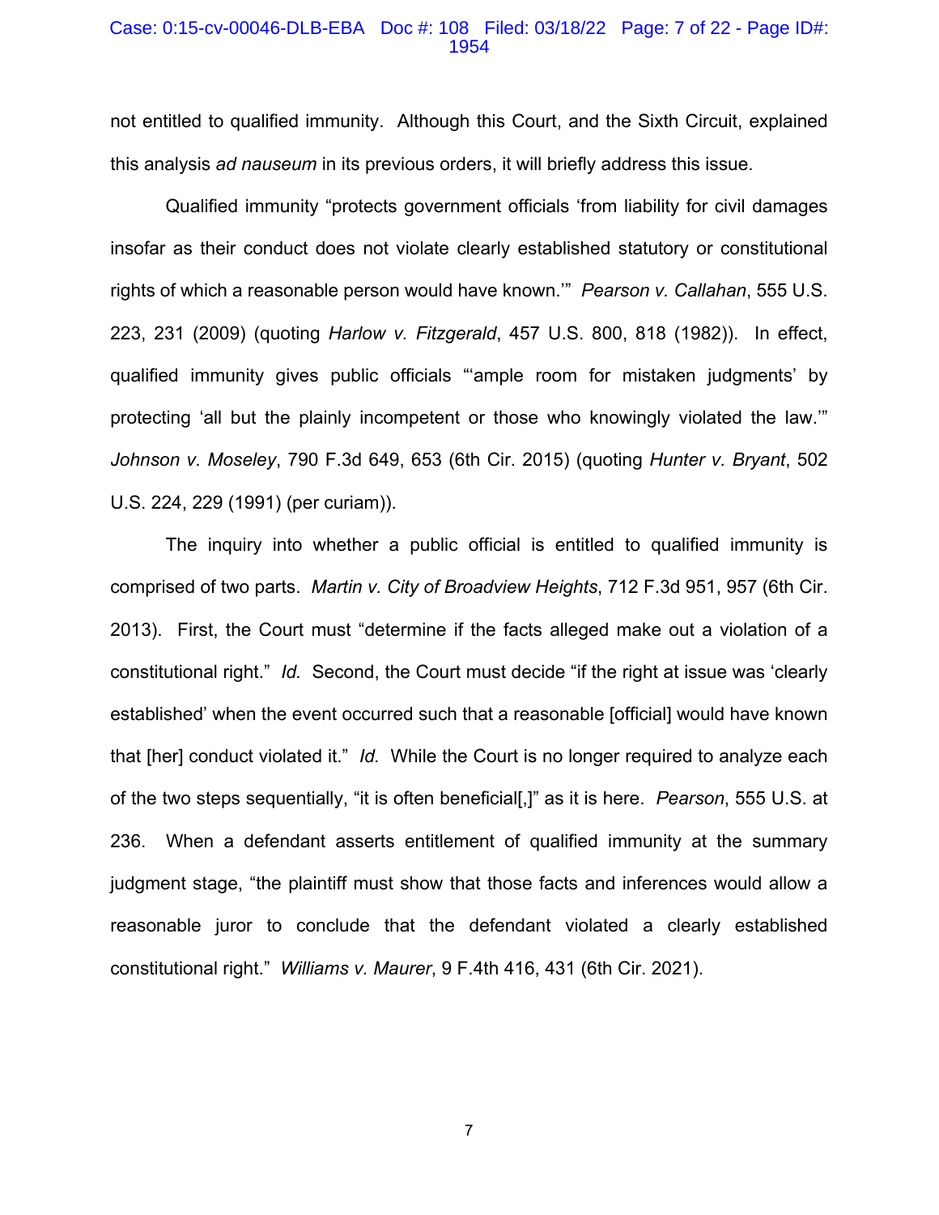not entitled to qualified immunity. Although this Court, and the Sixth Circuit, explained this analysis *ad nauseum* in its previous orders, it will briefly address this issue.

Qualified immunity "protects government officials 'from liability for civil damages insofar as their conduct does not violate clearly established statutory or constitutional rights of which a reasonable person would have known.'" *Pearson v. Callahan*, 555 U.S. 223, 231 (2009) (quoting *Harlow v. Fitzgerald*, 457 U.S. 800, 818 (1982)). In effect, qualified immunity gives public officials "'ample room for mistaken judgments' by protecting 'all but the plainly incompetent or those who knowingly violated the law.'" *Johnson v. Moseley*, 790 F.3d 649, 653 (6th Cir. 2015) (quoting *Hunter v. Bryant*, 502 U.S. 224, 229 (1991) (per curiam)).

The inquiry into whether a public official is entitled to qualified immunity is comprised of two parts. *Martin v. City of Broadview Heights*, 712 F.3d 951, 957 (6th Cir. 2013). First, the Court must "determine if the facts alleged make out a violation of a constitutional right." *Id.* Second, the Court must decide "if the right at issue was 'clearly established' when the event occurred such that a reasonable [official] would have known that [her] conduct violated it." *Id.* While the Court is no longer required to analyze each of the two steps sequentially, "it is often beneficial[,]" as it is here. *Pearson*, 555 U.S. at 236. When a defendant asserts entitlement of qualified immunity at the summary judgment stage, "the plaintiff must show that those facts and inferences would allow a reasonable juror to conclude that the defendant violated a clearly established constitutional right." *Williams v. Maurer*, 9 F.4th 416, 431 (6th Cir. 2021).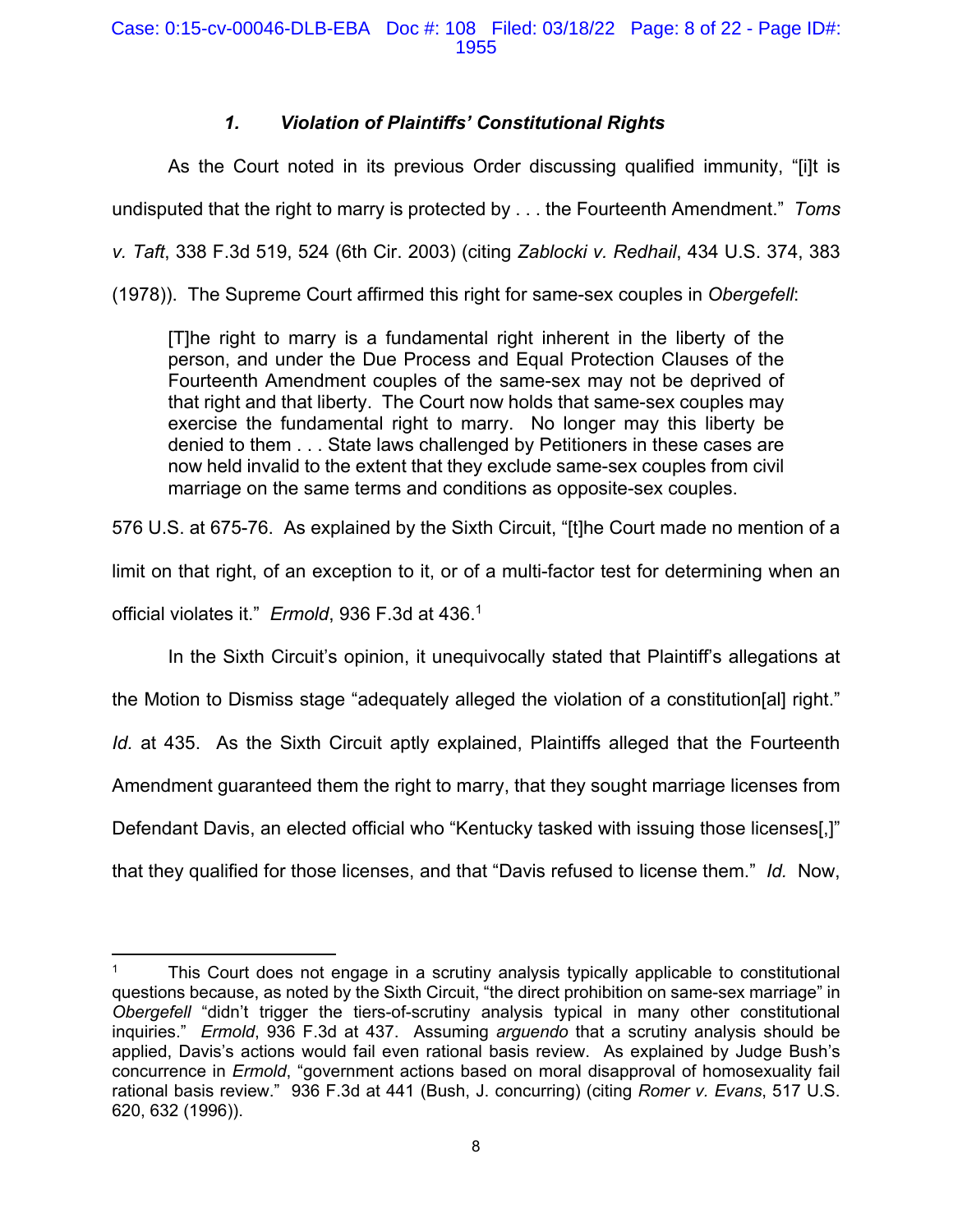### *1. Violation of Plaintiffs' Constitutional Rights*

As the Court noted in its previous Order discussing qualified immunity, "[i]t is undisputed that the right to marry is protected by . . . the Fourteenth Amendment." *Toms v. Taft*, 338 F.3d 519, 524 (6th Cir. 2003) (citing *Zablocki v. Redhail*, 434 U.S. 374, 383 (1978)). The Supreme Court affirmed this right for same-sex couples in *Obergefell*:

> [T]he right to marry is a fundamental right inherent in the liberty of the person, and under the Due Process and Equal Protection Clauses of the Fourteenth Amendment couples of the same-sex may not be deprived of that right and that liberty. The Court now holds that same-sex couples may exercise the fundamental right to marry. No longer may this liberty be denied to them . . . State laws challenged by Petitioners in these cases are now held invalid to the extent that they exclude same-sex couples from civil marriage on the same terms and conditions as opposite-sex couples.

576 U.S. at 675-76. As explained by the Sixth Circuit, "[t]he Court made no mention of a limit on that right, of an exception to it, or of a multi-factor test for determining when an official violates it." *Ermold*, 936 F.3d at 436.[1]

In the Sixth Circuit's opinion, it unequivocally stated that Plaintiff's allegations at the Motion to Dismiss stage "adequately alleged the violation of a constitution[al] right." *Id.* at 435. As the Sixth Circuit aptly explained, Plaintiffs alleged that the Fourteenth Amendment guaranteed them the right to marry, that they sought marriage licenses from Defendant Davis, an elected official who "Kentucky tasked with issuing those licenses[,]" that they qualified for those licenses, and that "Davis refused to license them." *Id.* Now,

---

[1] This Court does not engage in a scrutiny analysis typically applicable to constitutional questions because, as noted by the Sixth Circuit, "the direct prohibition on same-sex marriage" in *Obergefell* "didn't trigger the tiers-of-scrutiny analysis typical in many other constitutional inquiries." *Ermold*, 936 F.3d at 437. Assuming *arguendo* that a scrutiny analysis should be applied, Davis's actions would fail even rational basis review. As explained by Judge Bush's concurrence in *Ermold*, "government actions based on moral disapproval of homosexuality fail rational basis review." 936 F.3d at 441 (Bush, J. concurring) (citing *Romer v. Evans*, 517 U.S. 620, 632 (1996)).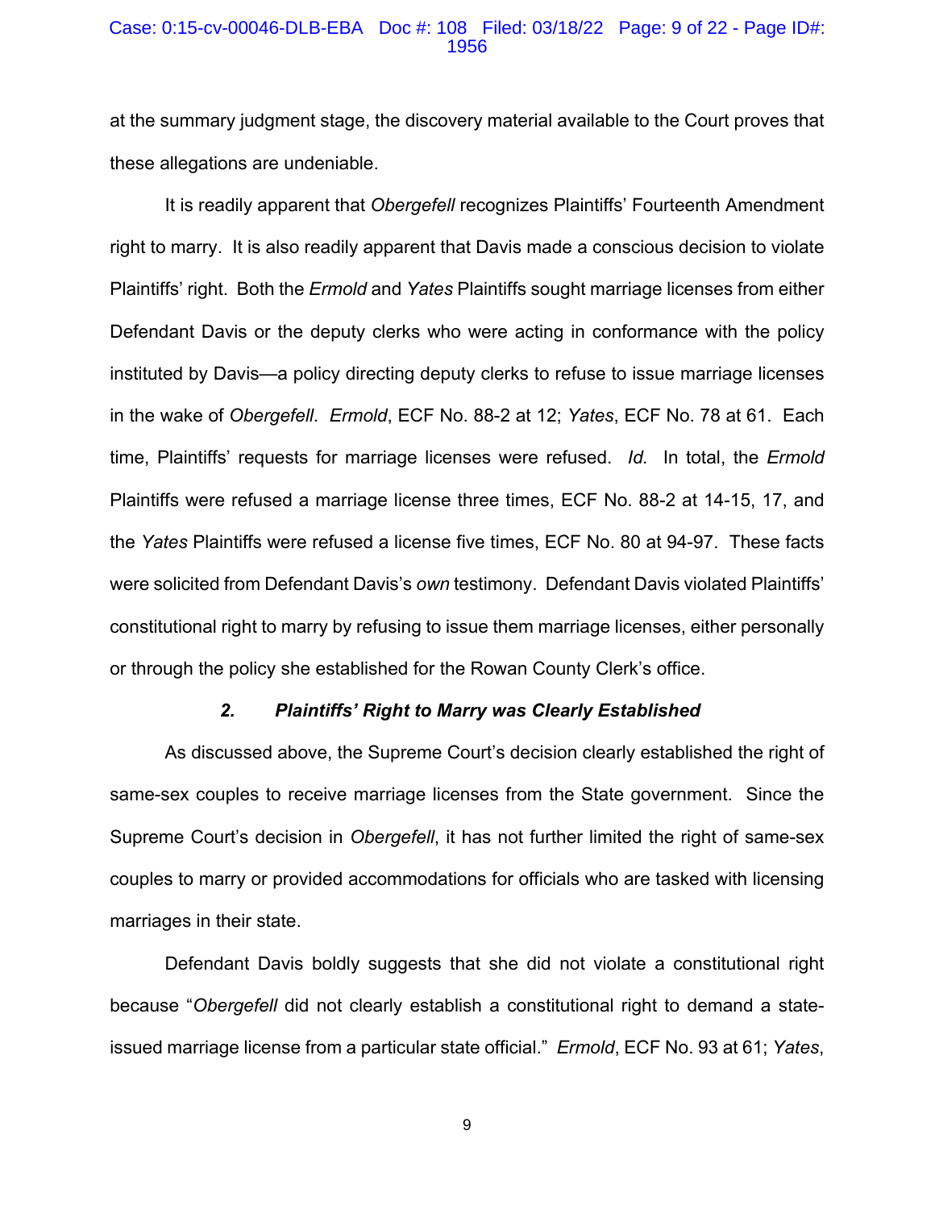at the summary judgment stage, the discovery material available to the Court proves that these allegations are undeniable.

It is readily apparent that *Obergefell* recognizes Plaintiffs' Fourteenth Amendment right to marry. It is also readily apparent that Davis made a conscious decision to violate Plaintiffs' right. Both the *Ermold* and *Yates* Plaintiffs sought marriage licenses from either Defendant Davis or the deputy clerks who were acting in conformance with the policy instituted by Davis—a policy directing deputy clerks to refuse to issue marriage licenses in the wake of *Obergefell*. *Ermold*, ECF No. 88-2 at 12; *Yates*, ECF No. 78 at 61. Each time, Plaintiffs' requests for marriage licenses were refused. *Id.* In total, the *Ermold* Plaintiffs were refused a marriage license three times, ECF No. 88-2 at 14-15, 17, and the *Yates* Plaintiffs were refused a license five times, ECF No. 80 at 94-97. These facts were solicited from Defendant Davis's *own* testimony. Defendant Davis violated Plaintiffs' constitutional right to marry by refusing to issue them marriage licenses, either personally or through the policy she established for the Rowan County Clerk's office.

### ***2. Plaintiffs' Right to Marry was Clearly Established***

As discussed above, the Supreme Court's decision clearly established the right of same-sex couples to receive marriage licenses from the State government. Since the Supreme Court's decision in *Obergefell*, it has not further limited the right of same-sex couples to marry or provided accommodations for officials who are tasked with licensing marriages in their state.

Defendant Davis boldly suggests that she did not violate a constitutional right because "*Obergefell* did not clearly establish a constitutional right to demand a state-issued marriage license from a particular state official." *Ermold*, ECF No. 93 at 61; *Yates*,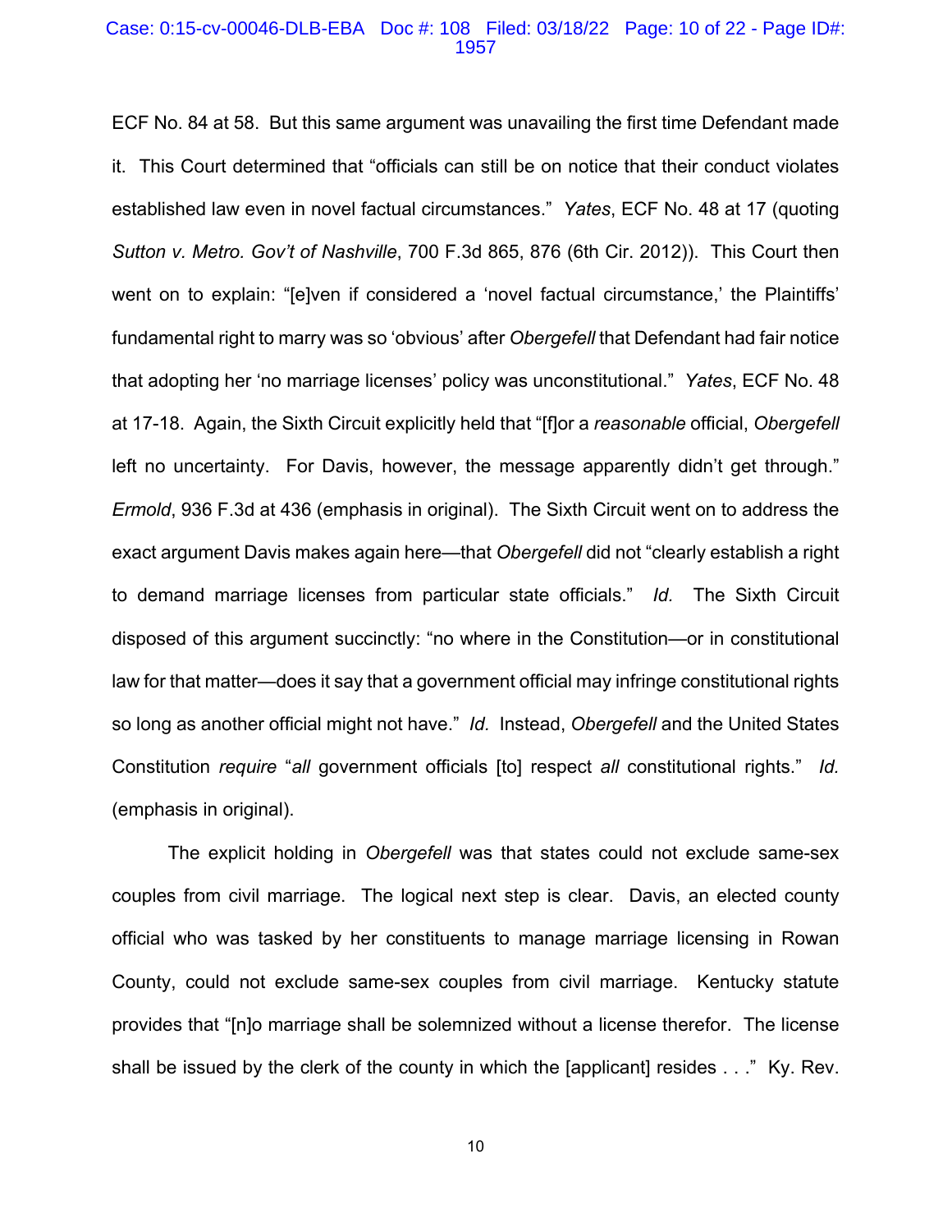ECF No. 84 at 58. But this same argument was unavailing the first time Defendant made it. This Court determined that "officials can still be on notice that their conduct violates established law even in novel factual circumstances." *Yates*, ECF No. 48 at 17 (quoting *Sutton v. Metro. Gov't of Nashville*, 700 F.3d 865, 876 (6th Cir. 2012)). This Court then went on to explain: "[e]ven if considered a 'novel factual circumstance,' the Plaintiffs' fundamental right to marry was so 'obvious' after *Obergefell* that Defendant had fair notice that adopting her 'no marriage licenses' policy was unconstitutional." *Yates*, ECF No. 48 at 17-18. Again, the Sixth Circuit explicitly held that "[f]or a *reasonable* official, *Obergefell* left no uncertainty. For Davis, however, the message apparently didn't get through." *Ermold*, 936 F.3d at 436 (emphasis in original). The Sixth Circuit went on to address the exact argument Davis makes again here—that *Obergefell* did not "clearly establish a right to demand marriage licenses from particular state officials." *Id.* The Sixth Circuit disposed of this argument succinctly: "no where in the Constitution—or in constitutional law for that matter—does it say that a government official may infringe constitutional rights so long as another official might not have." *Id.* Instead, *Obergefell* and the United States Constitution *require* "*all* government officials [to] respect *all* constitutional rights." *Id.* (emphasis in original).

The explicit holding in *Obergefell* was that states could not exclude same-sex couples from civil marriage. The logical next step is clear. Davis, an elected county official who was tasked by her constituents to manage marriage licensing in Rowan County, could not exclude same-sex couples from civil marriage. Kentucky statute provides that "[n]o marriage shall be solemnized without a license therefor. The license shall be issued by the clerk of the county in which the [applicant] resides . . ." Ky. Rev.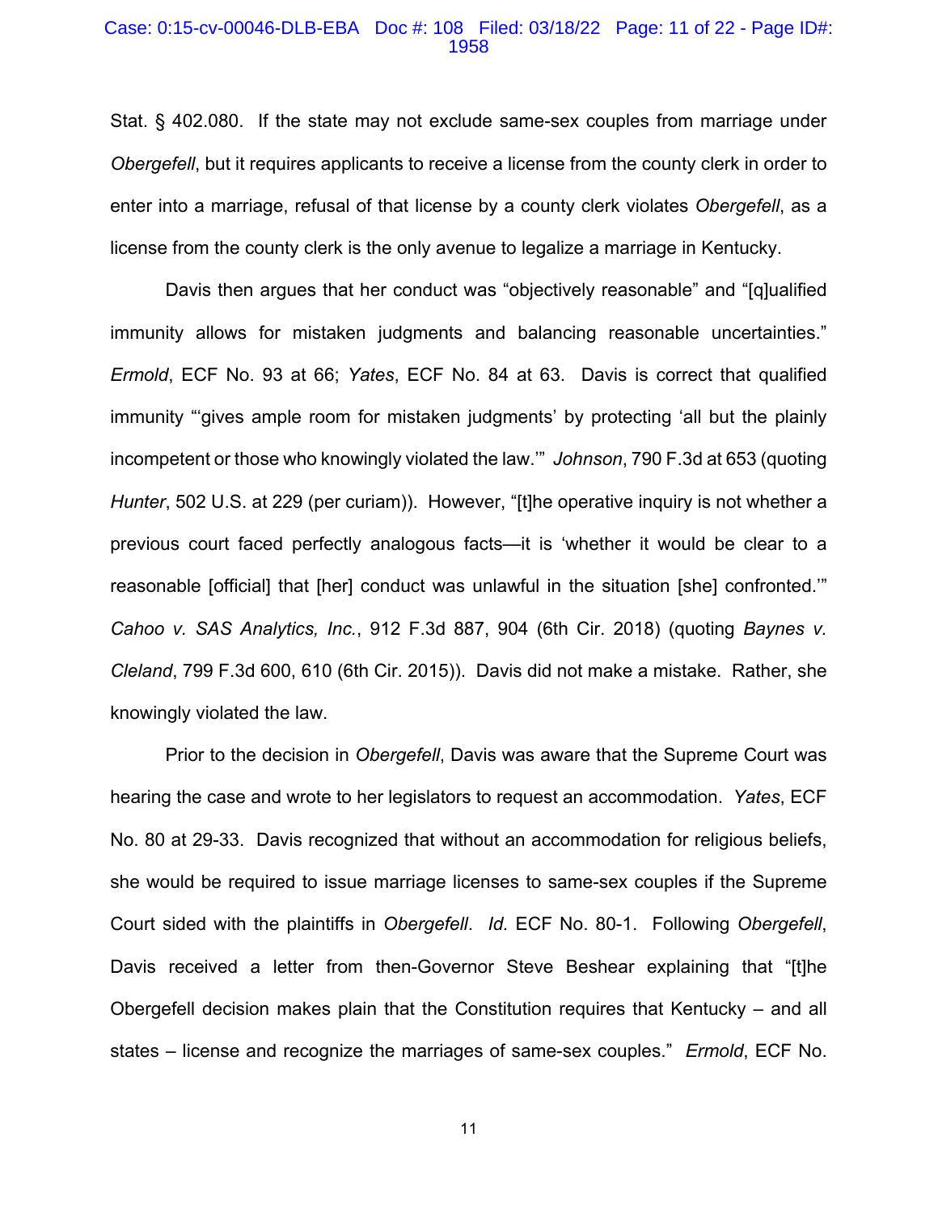Stat. § 402.080. If the state may not exclude same-sex couples from marriage under *Obergefell*, but it requires applicants to receive a license from the county clerk in order to enter into a marriage, refusal of that license by a county clerk violates *Obergefell*, as a license from the county clerk is the only avenue to legalize a marriage in Kentucky.

Davis then argues that her conduct was "objectively reasonable" and "[q]ualified immunity allows for mistaken judgments and balancing reasonable uncertainties." *Ermold*, ECF No. 93 at 66; *Yates*, ECF No. 84 at 63. Davis is correct that qualified immunity "'gives ample room for mistaken judgments' by protecting 'all but the plainly incompetent or those who knowingly violated the law.'" *Johnson*, 790 F.3d at 653 (quoting *Hunter*, 502 U.S. at 229 (per curiam)). However, "[t]he operative inquiry is not whether a previous court faced perfectly analogous facts—it is 'whether it would be clear to a reasonable [official] that [her] conduct was unlawful in the situation [she] confronted.'" *Cahoo v. SAS Analytics, Inc.*, 912 F.3d 887, 904 (6th Cir. 2018) (quoting *Baynes v. Cleland*, 799 F.3d 600, 610 (6th Cir. 2015)). Davis did not make a mistake. Rather, she knowingly violated the law.

Prior to the decision in *Obergefell*, Davis was aware that the Supreme Court was hearing the case and wrote to her legislators to request an accommodation. *Yates*, ECF No. 80 at 29-33. Davis recognized that without an accommodation for religious beliefs, she would be required to issue marriage licenses to same-sex couples if the Supreme Court sided with the plaintiffs in *Obergefell*. *Id.* ECF No. 80-1. Following *Obergefell*, Davis received a letter from then-Governor Steve Beshear explaining that "[t]he Obergefell decision makes plain that the Constitution requires that Kentucky – and all states – license and recognize the marriages of same-sex couples." *Ermold*, ECF No.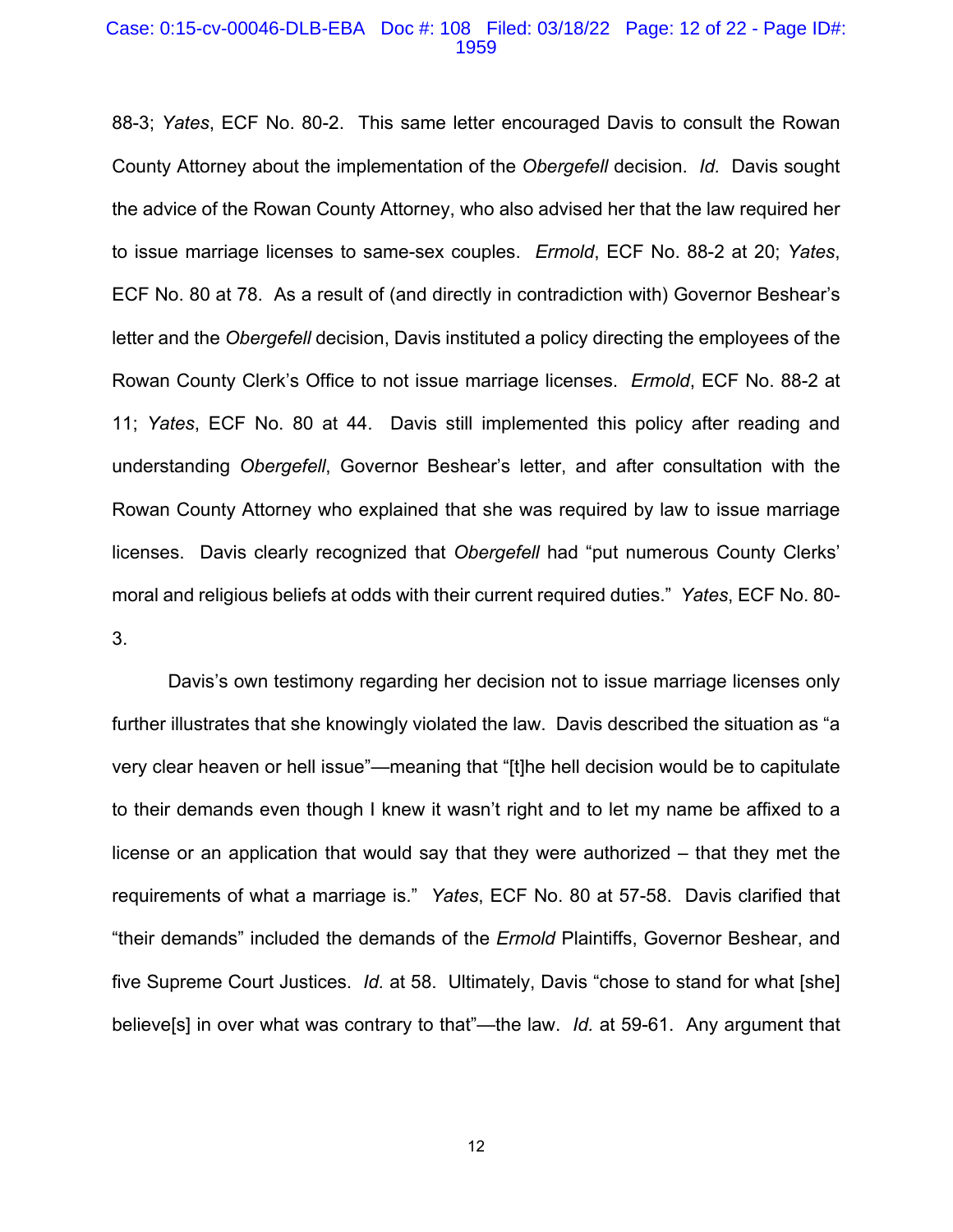88-3; *Yates*, ECF No. 80-2. This same letter encouraged Davis to consult the Rowan County Attorney about the implementation of the *Obergefell* decision. *Id.* Davis sought the advice of the Rowan County Attorney, who also advised her that the law required her to issue marriage licenses to same-sex couples. *Ermold*, ECF No. 88-2 at 20; *Yates*, ECF No. 80 at 78. As a result of (and directly in contradiction with) Governor Beshear's letter and the *Obergefell* decision, Davis instituted a policy directing the employees of the Rowan County Clerk's Office to not issue marriage licenses. *Ermold*, ECF No. 88-2 at 11; *Yates*, ECF No. 80 at 44. Davis still implemented this policy after reading and understanding *Obergefell*, Governor Beshear's letter, and after consultation with the Rowan County Attorney who explained that she was required by law to issue marriage licenses. Davis clearly recognized that *Obergefell* had "put numerous County Clerks' moral and religious beliefs at odds with their current required duties." *Yates*, ECF No. 80-3.

Davis's own testimony regarding her decision not to issue marriage licenses only further illustrates that she knowingly violated the law. Davis described the situation as "a very clear heaven or hell issue"—meaning that "[t]he hell decision would be to capitulate to their demands even though I knew it wasn't right and to let my name be affixed to a license or an application that would say that they were authorized – that they met the requirements of what a marriage is." *Yates*, ECF No. 80 at 57-58. Davis clarified that "their demands" included the demands of the *Ermold* Plaintiffs, Governor Beshear, and five Supreme Court Justices. *Id.* at 58. Ultimately, Davis "chose to stand for what [she] believe[s] in over what was contrary to that"—the law. *Id.* at 59-61. Any argument that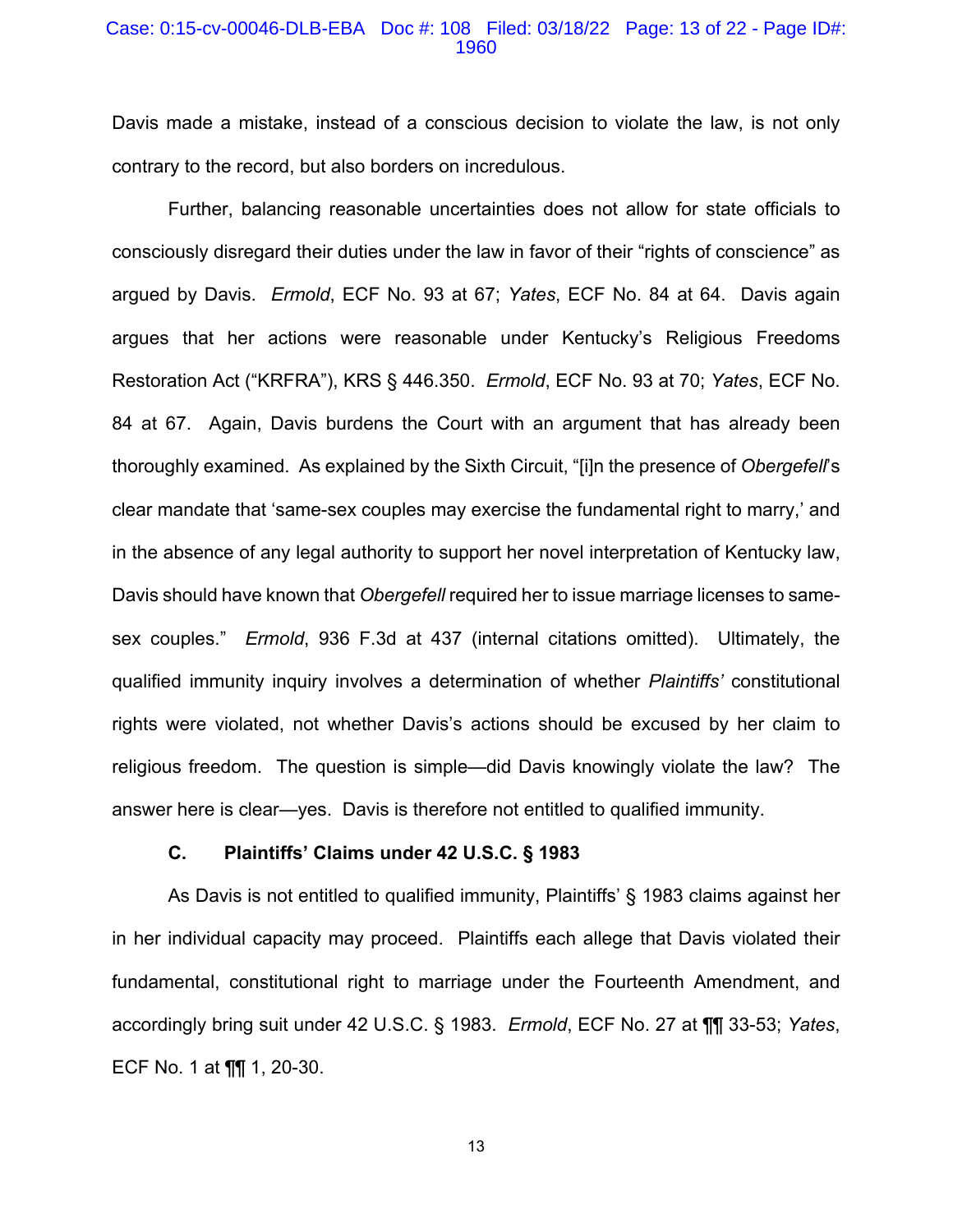Davis made a mistake, instead of a conscious decision to violate the law, is not only contrary to the record, but also borders on incredulous.

Further, balancing reasonable uncertainties does not allow for state officials to consciously disregard their duties under the law in favor of their "rights of conscience" as argued by Davis. *Ermold*, ECF No. 93 at 67; *Yates*, ECF No. 84 at 64. Davis again argues that her actions were reasonable under Kentucky's Religious Freedoms Restoration Act ("KRFRA"), KRS § 446.350. *Ermold*, ECF No. 93 at 70; *Yates*, ECF No. 84 at 67. Again, Davis burdens the Court with an argument that has already been thoroughly examined. As explained by the Sixth Circuit, "[i]n the presence of *Obergefell*'s clear mandate that 'same-sex couples may exercise the fundamental right to marry,' and in the absence of any legal authority to support her novel interpretation of Kentucky law, Davis should have known that *Obergefell* required her to issue marriage licenses to same-sex couples." *Ermold*, 936 F.3d at 437 (internal citations omitted). Ultimately, the qualified immunity inquiry involves a determination of whether *Plaintiffs'* constitutional rights were violated, not whether Davis's actions should be excused by her claim to religious freedom. The question is simple—did Davis knowingly violate the law? The answer here is clear—yes. Davis is therefore not entitled to qualified immunity.

### C. Plaintiffs' Claims under 42 U.S.C. § 1983

As Davis is not entitled to qualified immunity, Plaintiffs' § 1983 claims against her in her individual capacity may proceed. Plaintiffs each allege that Davis violated their fundamental, constitutional right to marriage under the Fourteenth Amendment, and accordingly bring suit under 42 U.S.C. § 1983. *Ermold*, ECF No. 27 at ¶¶ 33-53; *Yates*, ECF No. 1 at ¶¶ 1, 20-30.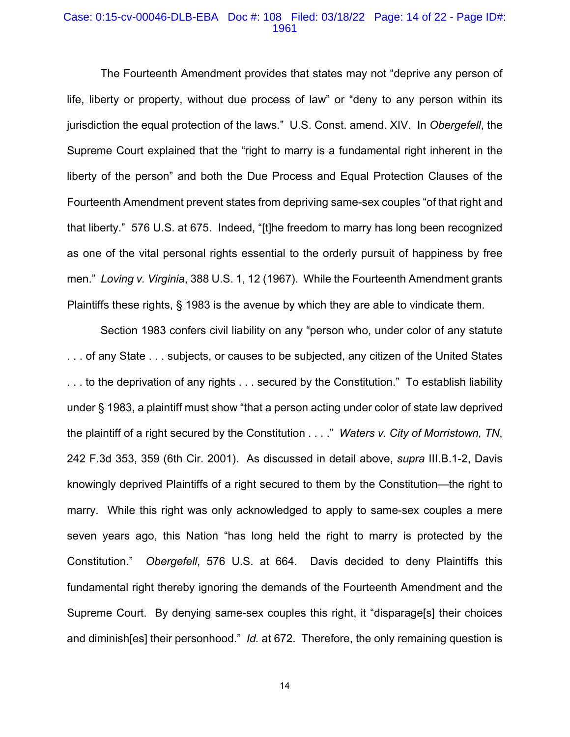The Fourteenth Amendment provides that states may not "deprive any person of life, liberty or property, without due process of law" or "deny to any person within its jurisdiction the equal protection of the laws." U.S. Const. amend. XIV. In *Obergefell*, the Supreme Court explained that the "right to marry is a fundamental right inherent in the liberty of the person" and both the Due Process and Equal Protection Clauses of the Fourteenth Amendment prevent states from depriving same-sex couples "of that right and that liberty." 576 U.S. at 675. Indeed, "[t]he freedom to marry has long been recognized as one of the vital personal rights essential to the orderly pursuit of happiness by free men." *Loving v. Virginia*, 388 U.S. 1, 12 (1967). While the Fourteenth Amendment grants Plaintiffs these rights, § 1983 is the avenue by which they are able to vindicate them.

Section 1983 confers civil liability on any "person who, under color of any statute . . . of any State . . . subjects, or causes to be subjected, any citizen of the United States . . . to the deprivation of any rights . . . secured by the Constitution." To establish liability under § 1983, a plaintiff must show "that a person acting under color of state law deprived the plaintiff of a right secured by the Constitution . . . ." *Waters v. City of Morristown, TN*, 242 F.3d 353, 359 (6th Cir. 2001). As discussed in detail above, *supra* III.B.1-2, Davis knowingly deprived Plaintiffs of a right secured to them by the Constitution—the right to marry. While this right was only acknowledged to apply to same-sex couples a mere seven years ago, this Nation "has long held the right to marry is protected by the Constitution." *Obergefell*, 576 U.S. at 664. Davis decided to deny Plaintiffs this fundamental right thereby ignoring the demands of the Fourteenth Amendment and the Supreme Court. By denying same-sex couples this right, it "disparage[s] their choices and diminish[es] their personhood." *Id.* at 672. Therefore, the only remaining question is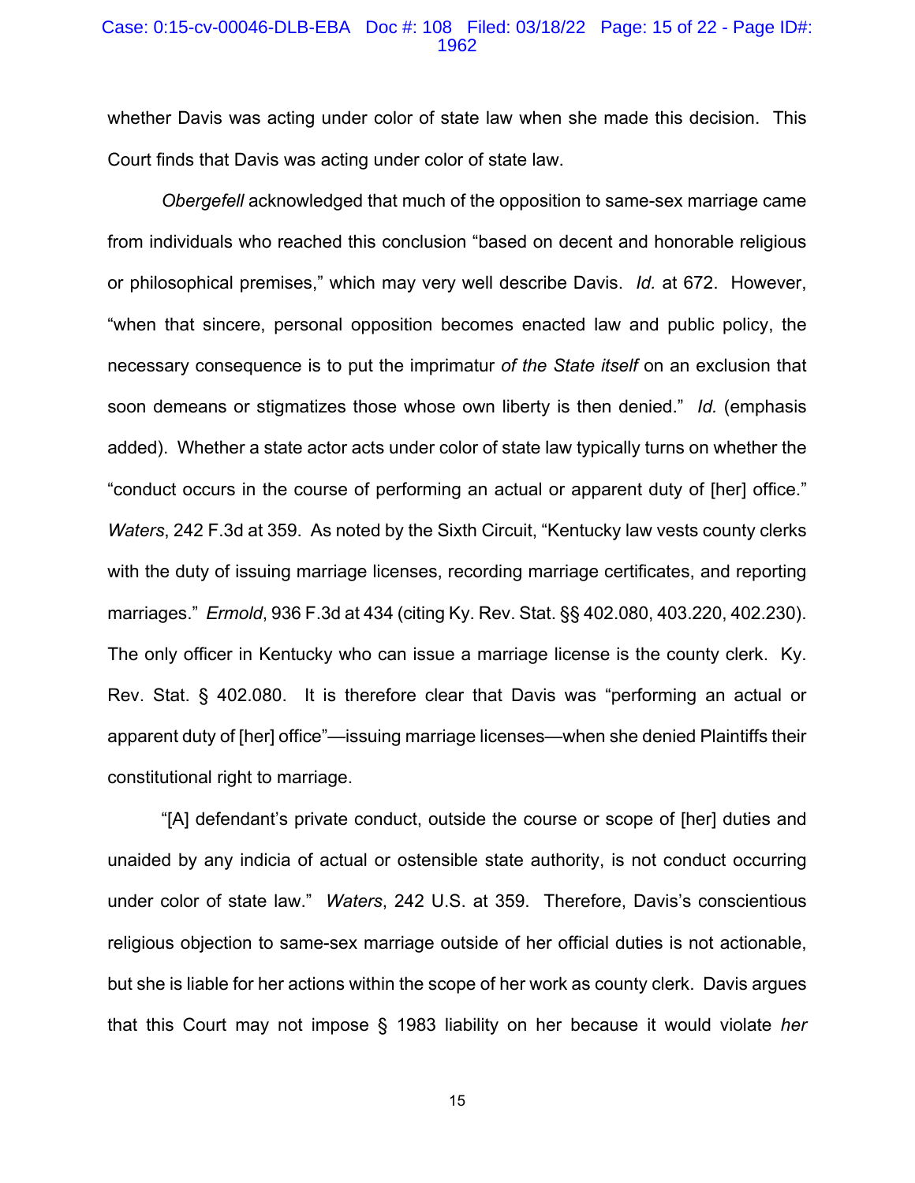whether Davis was acting under color of state law when she made this decision. This Court finds that Davis was acting under color of state law.

*Obergefell* acknowledged that much of the opposition to same-sex marriage came from individuals who reached this conclusion "based on decent and honorable religious or philosophical premises," which may very well describe Davis. *Id.* at 672. However, "when that sincere, personal opposition becomes enacted law and public policy, the necessary consequence is to put the imprimatur *of the State itself* on an exclusion that soon demeans or stigmatizes those whose own liberty is then denied." *Id.* (emphasis added). Whether a state actor acts under color of state law typically turns on whether the "conduct occurs in the course of performing an actual or apparent duty of [her] office." *Waters*, 242 F.3d at 359. As noted by the Sixth Circuit, "Kentucky law vests county clerks with the duty of issuing marriage licenses, recording marriage certificates, and reporting marriages." *Ermold*, 936 F.3d at 434 (citing Ky. Rev. Stat. §§ 402.080, 403.220, 402.230). The only officer in Kentucky who can issue a marriage license is the county clerk. Ky. Rev. Stat. § 402.080. It is therefore clear that Davis was "performing an actual or apparent duty of [her] office"—issuing marriage licenses—when she denied Plaintiffs their constitutional right to marriage.

"[A] defendant's private conduct, outside the course or scope of [her] duties and unaided by any indicia of actual or ostensible state authority, is not conduct occurring under color of state law." *Waters*, 242 U.S. at 359. Therefore, Davis's conscientious religious objection to same-sex marriage outside of her official duties is not actionable, but she is liable for her actions within the scope of her work as county clerk. Davis argues that this Court may not impose § 1983 liability on her because it would violate *her*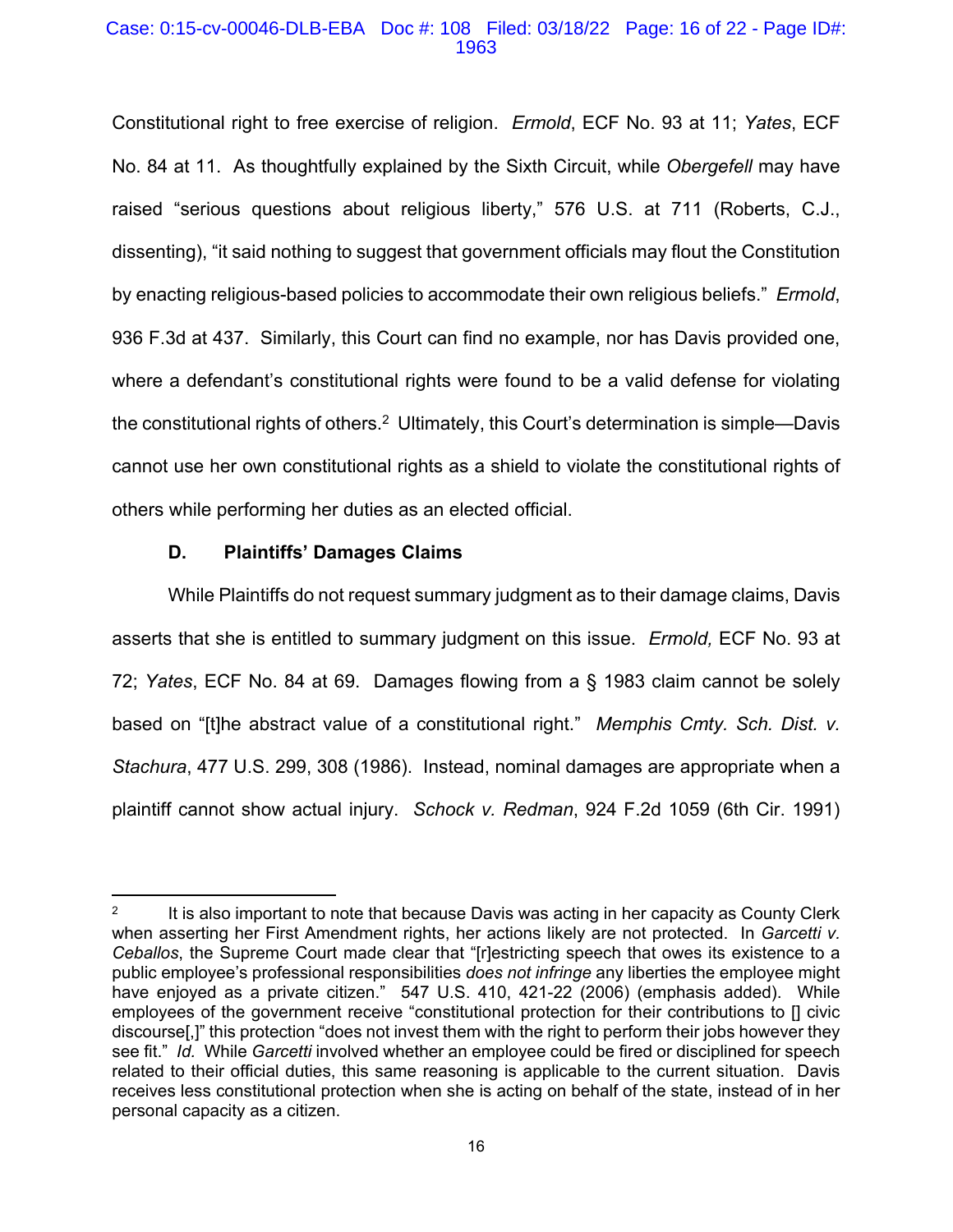Constitutional right to free exercise of religion. *Ermold*, ECF No. 93 at 11; *Yates*, ECF No. 84 at 11. As thoughtfully explained by the Sixth Circuit, while *Obergefell* may have raised "serious questions about religious liberty," 576 U.S. at 711 (Roberts, C.J., dissenting), "it said nothing to suggest that government officials may flout the Constitution by enacting religious-based policies to accommodate their own religious beliefs." *Ermold*, 936 F.3d at 437. Similarly, this Court can find no example, nor has Davis provided one, where a defendant's constitutional rights were found to be a valid defense for violating the constitutional rights of others.[2] Ultimately, this Court's determination is simple—Davis cannot use her own constitutional rights as a shield to violate the constitutional rights of others while performing her duties as an elected official.

### D. Plaintiffs' Damages Claims

While Plaintiffs do not request summary judgment as to their damage claims, Davis asserts that she is entitled to summary judgment on this issue. *Ermold,* ECF No. 93 at 72; *Yates*, ECF No. 84 at 69. Damages flowing from a § 1983 claim cannot be solely based on "[t]he abstract value of a constitutional right." *Memphis Cmty. Sch. Dist. v. Stachura*, 477 U.S. 299, 308 (1986). Instead, nominal damages are appropriate when a plaintiff cannot show actual injury. *Schock v. Redman*, 924 F.2d 1059 (6th Cir. 1991)

---

[2] It is also important to note that because Davis was acting in her capacity as County Clerk when asserting her First Amendment rights, her actions likely are not protected. In *Garcetti v. Ceballos*, the Supreme Court made clear that "[r]estricting speech that owes its existence to a public employee's professional responsibilities *does not infringe* any liberties the employee might have enjoyed as a private citizen." 547 U.S. 410, 421-22 (2006) (emphasis added). While employees of the government receive "constitutional protection for their contributions to [] civic discourse[,]" this protection "does not invest them with the right to perform their jobs however they see fit." *Id.* While *Garcetti* involved whether an employee could be fired or disciplined for speech related to their official duties, this same reasoning is applicable to the current situation. Davis receives less constitutional protection when she is acting on behalf of the state, instead of in her personal capacity as a citizen.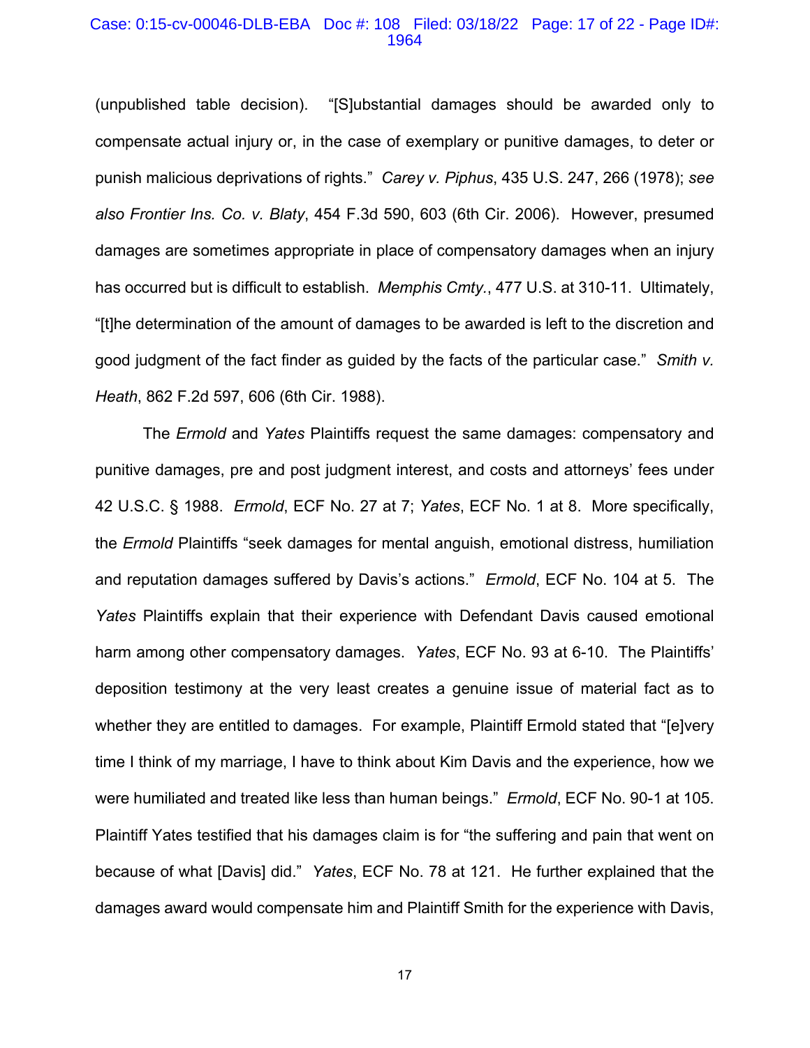(unpublished table decision). "[S]ubstantial damages should be awarded only to compensate actual injury or, in the case of exemplary or punitive damages, to deter or punish malicious deprivations of rights." *Carey v. Piphus*, 435 U.S. 247, 266 (1978); *see also Frontier Ins. Co. v. Blaty*, 454 F.3d 590, 603 (6th Cir. 2006). However, presumed damages are sometimes appropriate in place of compensatory damages when an injury has occurred but is difficult to establish. *Memphis Cmty.*, 477 U.S. at 310-11. Ultimately, "[t]he determination of the amount of damages to be awarded is left to the discretion and good judgment of the fact finder as guided by the facts of the particular case." *Smith v. Heath*, 862 F.2d 597, 606 (6th Cir. 1988).

The *Ermold* and *Yates* Plaintiffs request the same damages: compensatory and punitive damages, pre and post judgment interest, and costs and attorneys' fees under 42 U.S.C. § 1988. *Ermold*, ECF No. 27 at 7; *Yates*, ECF No. 1 at 8. More specifically, the *Ermold* Plaintiffs "seek damages for mental anguish, emotional distress, humiliation and reputation damages suffered by Davis's actions." *Ermold*, ECF No. 104 at 5. The *Yates* Plaintiffs explain that their experience with Defendant Davis caused emotional harm among other compensatory damages. *Yates*, ECF No. 93 at 6-10. The Plaintiffs' deposition testimony at the very least creates a genuine issue of material fact as to whether they are entitled to damages. For example, Plaintiff Ermold stated that "[e]very time I think of my marriage, I have to think about Kim Davis and the experience, how we were humiliated and treated like less than human beings." *Ermold*, ECF No. 90-1 at 105. Plaintiff Yates testified that his damages claim is for "the suffering and pain that went on because of what [Davis] did." *Yates*, ECF No. 78 at 121. He further explained that the damages award would compensate him and Plaintiff Smith for the experience with Davis,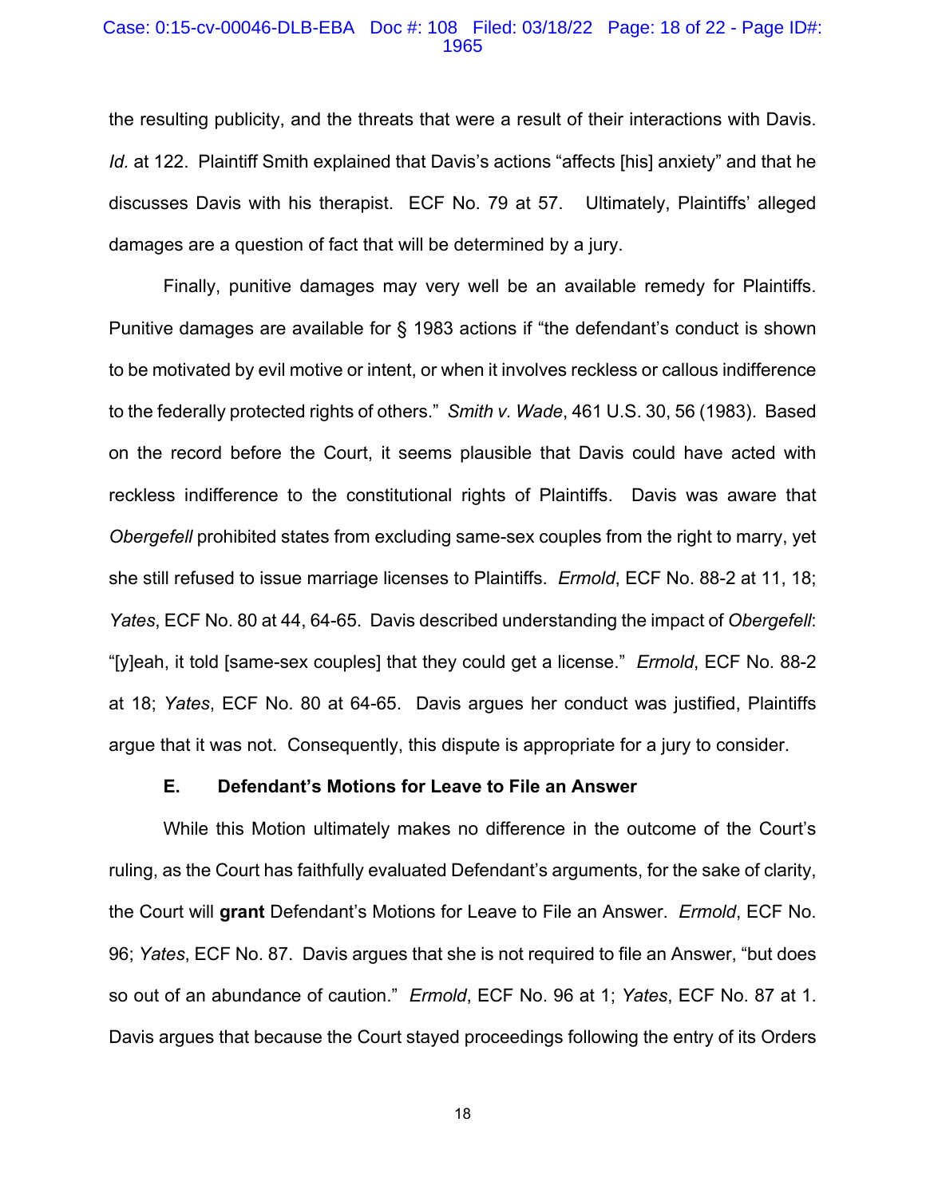the resulting publicity, and the threats that were a result of their interactions with Davis. *Id.* at 122. Plaintiff Smith explained that Davis's actions "affects [his] anxiety" and that he discusses Davis with his therapist. ECF No. 79 at 57. Ultimately, Plaintiffs' alleged damages are a question of fact that will be determined by a jury.

Finally, punitive damages may very well be an available remedy for Plaintiffs. Punitive damages are available for § 1983 actions if "the defendant's conduct is shown to be motivated by evil motive or intent, or when it involves reckless or callous indifference to the federally protected rights of others." *Smith v. Wade*, 461 U.S. 30, 56 (1983). Based on the record before the Court, it seems plausible that Davis could have acted with reckless indifference to the constitutional rights of Plaintiffs. Davis was aware that *Obergefell* prohibited states from excluding same-sex couples from the right to marry, yet she still refused to issue marriage licenses to Plaintiffs. *Ermold*, ECF No. 88-2 at 11, 18; *Yates*, ECF No. 80 at 44, 64-65. Davis described understanding the impact of *Obergefell*: "[y]eah, it told [same-sex couples] that they could get a license." *Ermold*, ECF No. 88-2 at 18; *Yates*, ECF No. 80 at 64-65. Davis argues her conduct was justified, Plaintiffs argue that it was not. Consequently, this dispute is appropriate for a jury to consider.

### E. Defendant's Motions for Leave to File an Answer

While this Motion ultimately makes no difference in the outcome of the Court's ruling, as the Court has faithfully evaluated Defendant's arguments, for the sake of clarity, the Court will **grant** Defendant's Motions for Leave to File an Answer. *Ermold*, ECF No. 96; *Yates*, ECF No. 87. Davis argues that she is not required to file an Answer, "but does so out of an abundance of caution." *Ermold*, ECF No. 96 at 1; *Yates*, ECF No. 87 at 1. Davis argues that because the Court stayed proceedings following the entry of its Orders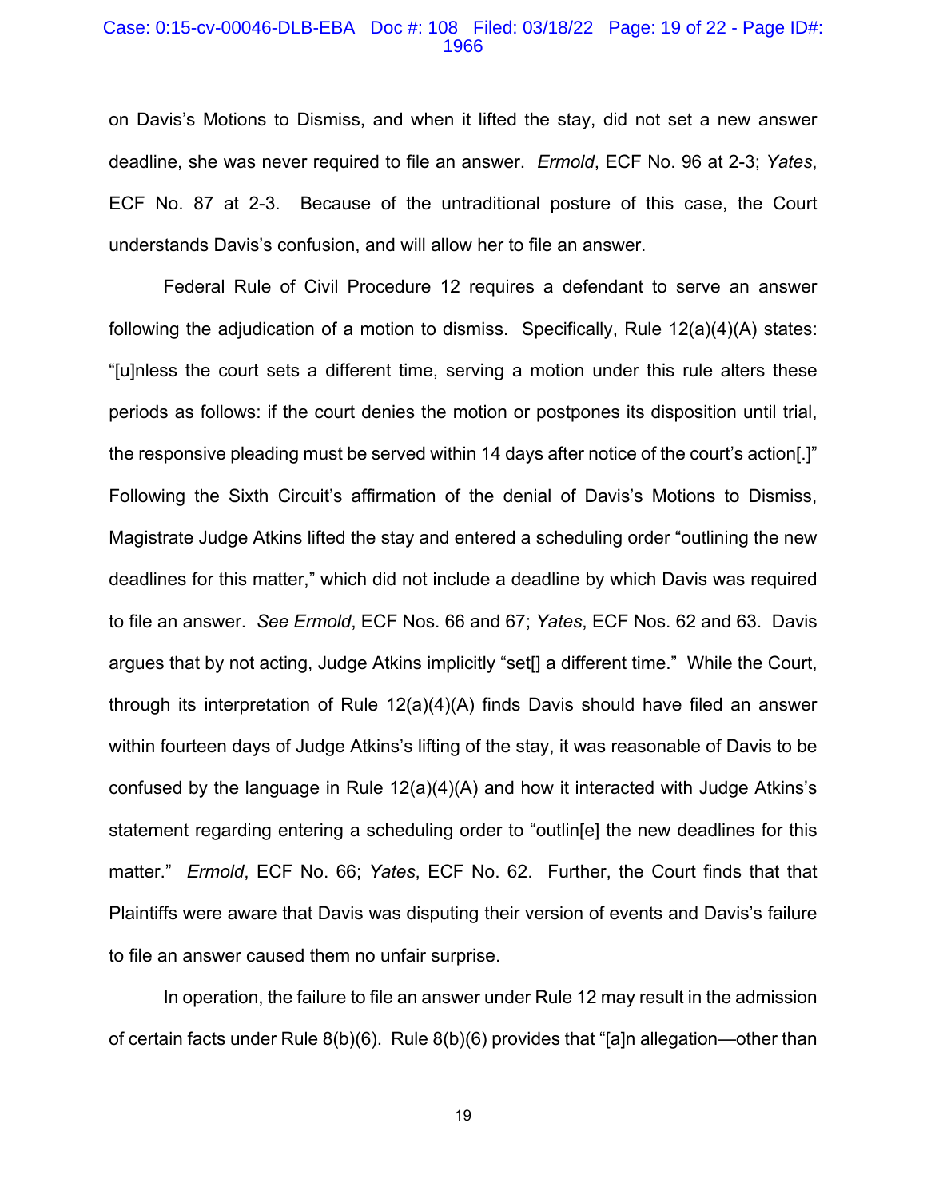on Davis's Motions to Dismiss, and when it lifted the stay, did not set a new answer deadline, she was never required to file an answer. *Ermold*, ECF No. 96 at 2-3; *Yates*, ECF No. 87 at 2-3. Because of the untraditional posture of this case, the Court understands Davis's confusion, and will allow her to file an answer.

Federal Rule of Civil Procedure 12 requires a defendant to serve an answer following the adjudication of a motion to dismiss. Specifically, Rule 12(a)(4)(A) states: "[u]nless the court sets a different time, serving a motion under this rule alters these periods as follows: if the court denies the motion or postpones its disposition until trial, the responsive pleading must be served within 14 days after notice of the court's action[.]" Following the Sixth Circuit's affirmation of the denial of Davis's Motions to Dismiss, Magistrate Judge Atkins lifted the stay and entered a scheduling order "outlining the new deadlines for this matter," which did not include a deadline by which Davis was required to file an answer. *See Ermold*, ECF Nos. 66 and 67; *Yates*, ECF Nos. 62 and 63. Davis argues that by not acting, Judge Atkins implicitly "set[] a different time." While the Court, through its interpretation of Rule 12(a)(4)(A) finds Davis should have filed an answer within fourteen days of Judge Atkins's lifting of the stay, it was reasonable of Davis to be confused by the language in Rule 12(a)(4)(A) and how it interacted with Judge Atkins's statement regarding entering a scheduling order to "outlin[e] the new deadlines for this matter." *Ermold*, ECF No. 66; *Yates*, ECF No. 62. Further, the Court finds that that Plaintiffs were aware that Davis was disputing their version of events and Davis's failure to file an answer caused them no unfair surprise.

In operation, the failure to file an answer under Rule 12 may result in the admission of certain facts under Rule 8(b)(6). Rule 8(b)(6) provides that "[a]n allegation—other than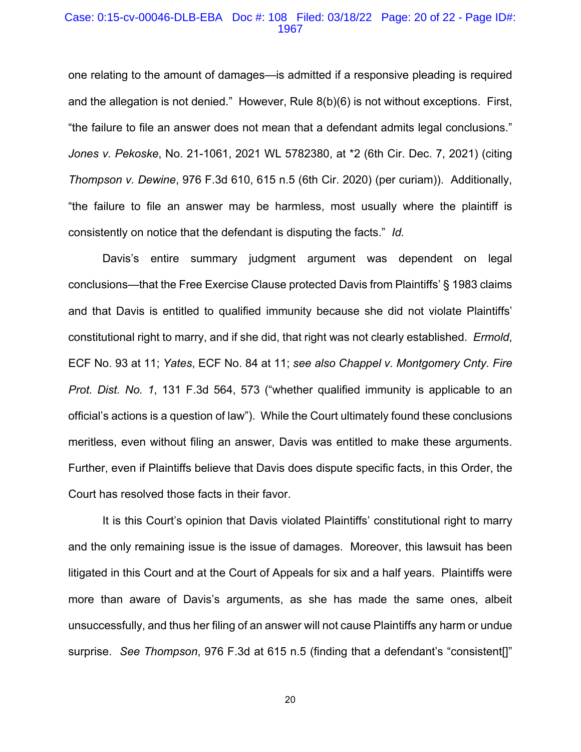one relating to the amount of damages—is admitted if a responsive pleading is required and the allegation is not denied." However, Rule 8(b)(6) is not without exceptions. First, "the failure to file an answer does not mean that a defendant admits legal conclusions." *Jones v. Pekoske*, No. 21-1061, 2021 WL 5782380, at *2 (6th Cir. Dec. 7, 2021) (citing *Thompson v. Dewine*, 976 F.3d 610, 615 n.5 (6th Cir. 2020) (per curiam)). Additionally, "the failure to file an answer may be harmless, most usually where the plaintiff is consistently on notice that the defendant is disputing the facts." *Id.*

Davis's entire summary judgment argument was dependent on legal conclusions—that the Free Exercise Clause protected Davis from Plaintiffs' § 1983 claims and that Davis is entitled to qualified immunity because she did not violate Plaintiffs' constitutional right to marry, and if she did, that right was not clearly established. *Ermold*, ECF No. 93 at 11; *Yates*, ECF No. 84 at 11; *see also Chappel v. Montgomery Cnty. Fire Prot. Dist. No. 1*, 131 F.3d 564, 573 ("whether qualified immunity is applicable to an official's actions is a question of law"). While the Court ultimately found these conclusions meritless, even without filing an answer, Davis was entitled to make these arguments. Further, even if Plaintiffs believe that Davis does dispute specific facts, in this Order, the Court has resolved those facts in their favor.

It is this Court's opinion that Davis violated Plaintiffs' constitutional right to marry and the only remaining issue is the issue of damages. Moreover, this lawsuit has been litigated in this Court and at the Court of Appeals for six and a half years. Plaintiffs were more than aware of Davis's arguments, as she has made the same ones, albeit unsuccessfully, and thus her filing of an answer will not cause Plaintiffs any harm or undue surprise. *See Thompson*, 976 F.3d at 615 n.5 (finding that a defendant's "consistent[]"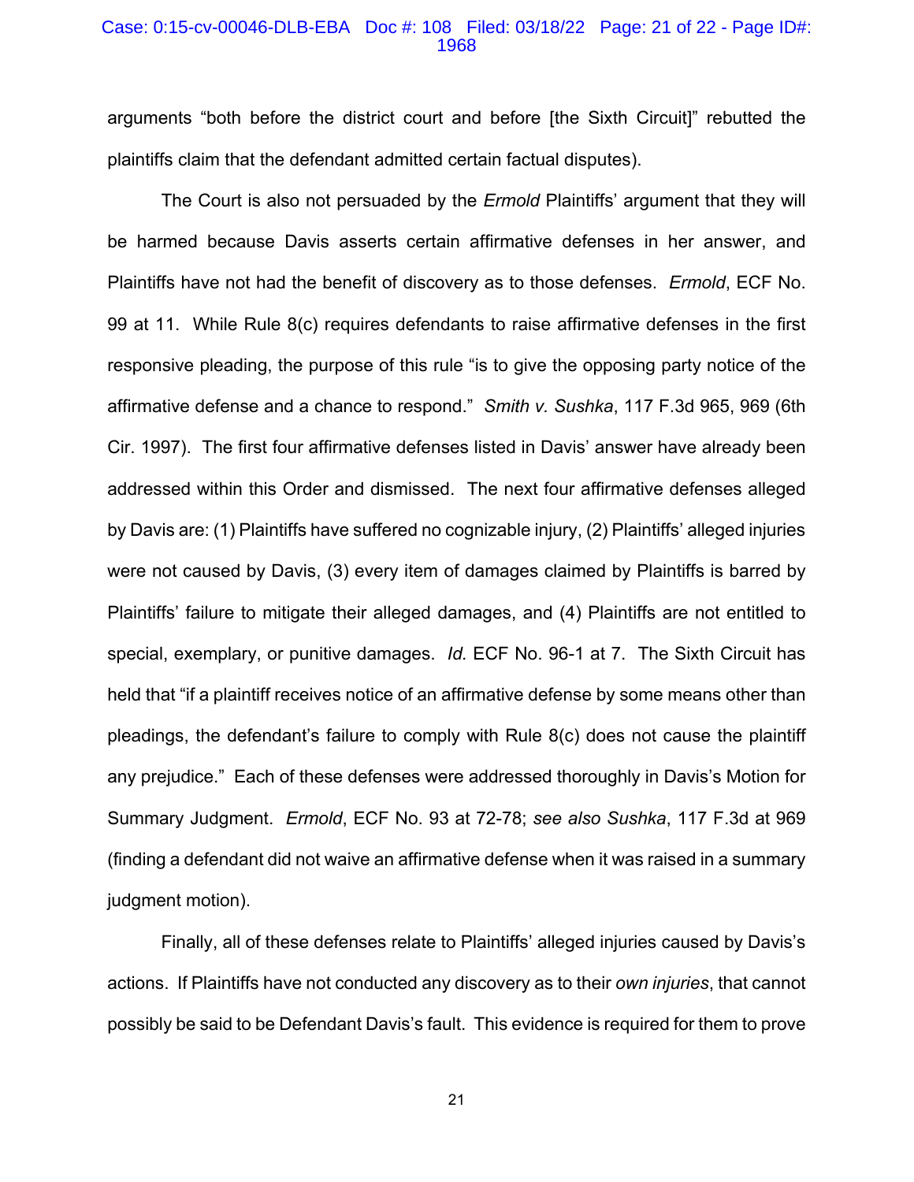arguments "both before the district court and before [the Sixth Circuit]" rebutted the plaintiffs claim that the defendant admitted certain factual disputes).

The Court is also not persuaded by the *Ermold* Plaintiffs' argument that they will be harmed because Davis asserts certain affirmative defenses in her answer, and Plaintiffs have not had the benefit of discovery as to those defenses. *Ermold*, ECF No. 99 at 11. While Rule 8(c) requires defendants to raise affirmative defenses in the first responsive pleading, the purpose of this rule "is to give the opposing party notice of the affirmative defense and a chance to respond." *Smith v. Sushka*, 117 F.3d 965, 969 (6th Cir. 1997). The first four affirmative defenses listed in Davis' answer have already been addressed within this Order and dismissed. The next four affirmative defenses alleged by Davis are: (1) Plaintiffs have suffered no cognizable injury, (2) Plaintiffs' alleged injuries were not caused by Davis, (3) every item of damages claimed by Plaintiffs is barred by Plaintiffs' failure to mitigate their alleged damages, and (4) Plaintiffs are not entitled to special, exemplary, or punitive damages. *Id.* ECF No. 96-1 at 7. The Sixth Circuit has held that "if a plaintiff receives notice of an affirmative defense by some means other than pleadings, the defendant's failure to comply with Rule 8(c) does not cause the plaintiff any prejudice." Each of these defenses were addressed thoroughly in Davis's Motion for Summary Judgment. *Ermold*, ECF No. 93 at 72-78; *see also Sushka*, 117 F.3d at 969 (finding a defendant did not waive an affirmative defense when it was raised in a summary judgment motion).

Finally, all of these defenses relate to Plaintiffs' alleged injuries caused by Davis's actions. If Plaintiffs have not conducted any discovery as to their *own injuries*, that cannot possibly be said to be Defendant Davis's fault. This evidence is required for them to prove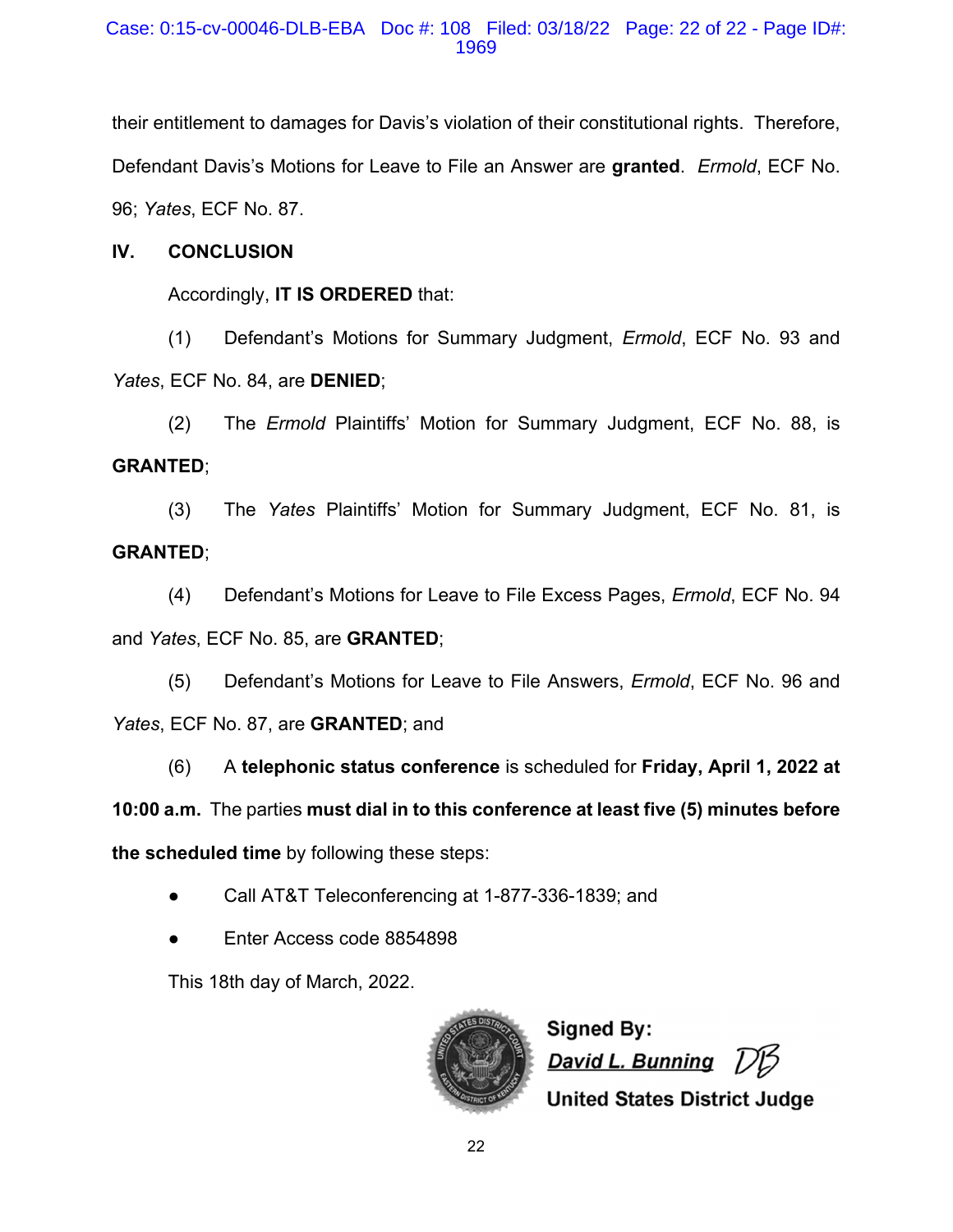their entitlement to damages for Davis's violation of their constitutional rights. Therefore, Defendant Davis's Motions for Leave to File an Answer are **granted**. *Ermold*, ECF No. 96; *Yates*, ECF No. 87.

## IV. CONCLUSION

Accordingly, **IT IS ORDERED** that:

(1) Defendant's Motions for Summary Judgment, *Ermold*, ECF No. 93 and *Yates*, ECF No. 84, are **DENIED**;

(2) The *Ermold* Plaintiffs' Motion for Summary Judgment, ECF No. 88, is **GRANTED**;

(3) The *Yates* Plaintiffs' Motion for Summary Judgment, ECF No. 81, is **GRANTED**;

(4) Defendant's Motions for Leave to File Excess Pages, *Ermold*, ECF No. 94 and *Yates*, ECF No. 85, are **GRANTED**;

(5) Defendant's Motions for Leave to File Answers, *Ermold*, ECF No. 96 and *Yates*, ECF No. 87, are **GRANTED**; and

(6) A **telephonic status conference** is scheduled for **Friday, April 1, 2022 at 10:00 a.m.** The parties **must dial in to this conference at least five (5) minutes before the scheduled time** by following these steps:

- Call AT&T Teleconferencing at 1-877-336-1839; and
- Enter Access code 8854898

This 18th day of March, 2022.

**Signed By:**
***David L. Bunning*** DB
**United States District Judge**